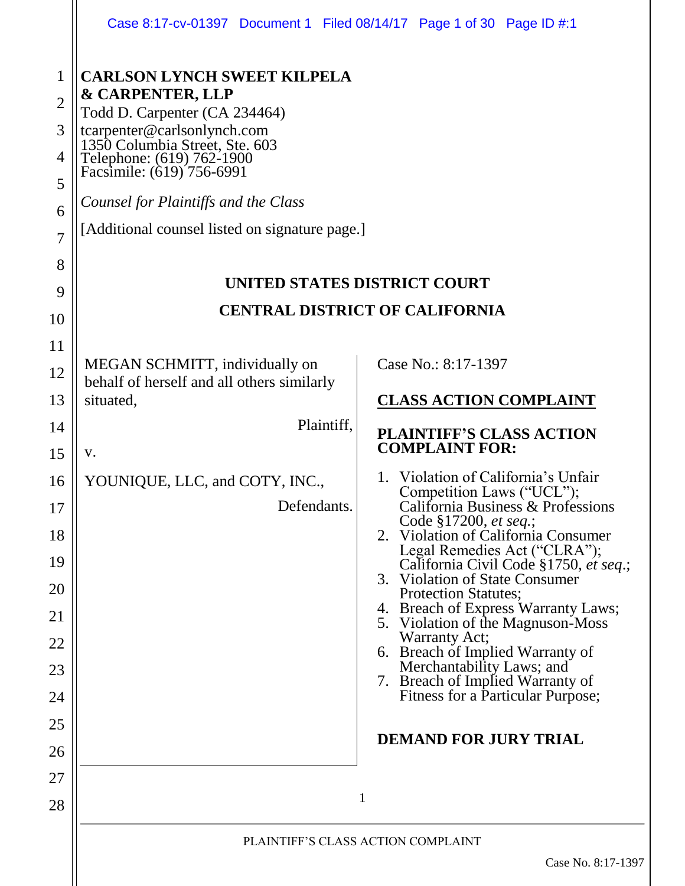**CARLSON LYNCH SWEET KILPELA & CARPENTER, LLP**
Todd D. Carpenter (CA 234464)
tcarpenter@carlsonlynch.com
1350 Columbia Street, Ste. 603
Telephone: (619) 762-1900
Facsimile: (619) 756-6991

*Counsel for Plaintiffs and the Class*

[Additional counsel listed on signature page.]

## UNITED STATES DISTRICT COURT

## CENTRAL DISTRICT OF CALIFORNIA

MEGAN SCHMITT, individually on behalf of herself and all others similarly situated,

Plaintiff,

v.

YOUNIQUE, LLC, and COTY, INC.,

Defendants.

Case No.: 8:17-1397

**CLASS ACTION COMPLAINT**

**PLAINTIFF'S CLASS ACTION COMPLAINT FOR:**

1. Violation of California's Unfair Competition Laws ("UCL"); California Business & Professions Code §17200, *et seq.*;
2. Violation of California Consumer Legal Remedies Act ("CLRA"); California Civil Code §1750, *et seq*.;
3. Violation of State Consumer Protection Statutes;
4. Breach of Express Warranty Laws;
5. Violation of the Magnuson-Moss Warranty Act;
6. Breach of Implied Warranty of Merchantability Laws; and
7. Breach of Implied Warranty of Fitness for a Particular Purpose;

**DEMAND FOR JURY TRIAL**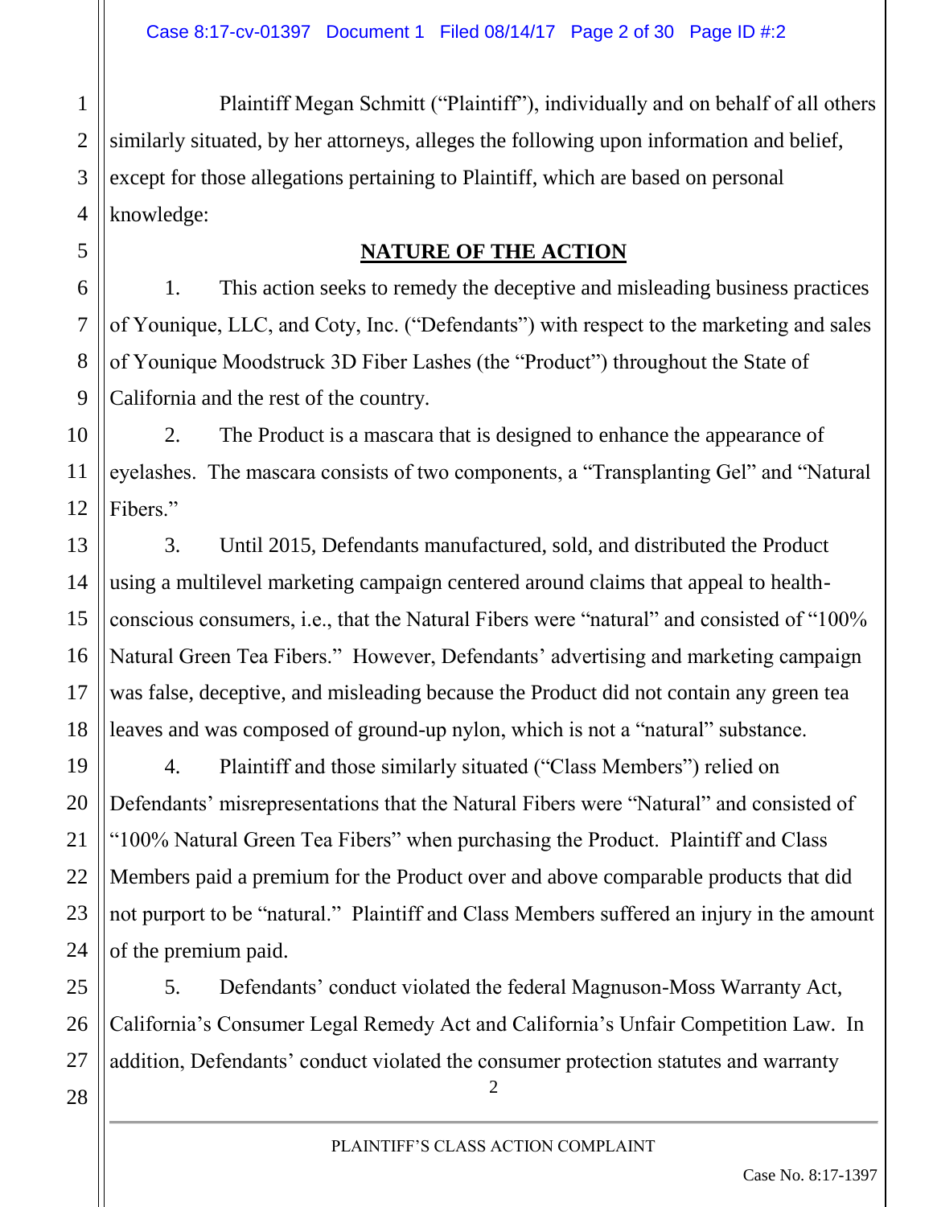Plaintiff Megan Schmitt ("Plaintiff"), individually and on behalf of all others similarly situated, by her attorneys, alleges the following upon information and belief, except for those allegations pertaining to Plaintiff, which are based on personal knowledge:

## NATURE OF THE ACTION

1. This action seeks to remedy the deceptive and misleading business practices of Younique, LLC, and Coty, Inc. ("Defendants") with respect to the marketing and sales of Younique Moodstruck 3D Fiber Lashes (the "Product") throughout the State of California and the rest of the country.

2. The Product is a mascara that is designed to enhance the appearance of eyelashes. The mascara consists of two components, a "Transplanting Gel" and "Natural Fibers."

3. Until 2015, Defendants manufactured, sold, and distributed the Product using a multilevel marketing campaign centered around claims that appeal to health-conscious consumers, i.e., that the Natural Fibers were "natural" and consisted of "100% Natural Green Tea Fibers." However, Defendants' advertising and marketing campaign was false, deceptive, and misleading because the Product did not contain any green tea leaves and was composed of ground-up nylon, which is not a "natural" substance.

4. Plaintiff and those similarly situated ("Class Members") relied on Defendants' misrepresentations that the Natural Fibers were "Natural" and consisted of "100% Natural Green Tea Fibers" when purchasing the Product. Plaintiff and Class Members paid a premium for the Product over and above comparable products that did not purport to be "natural." Plaintiff and Class Members suffered an injury in the amount of the premium paid.

5. Defendants' conduct violated the federal Magnuson-Moss Warranty Act, California's Consumer Legal Remedy Act and California's Unfair Competition Law. In addition, Defendants' conduct violated the consumer protection statutes and warranty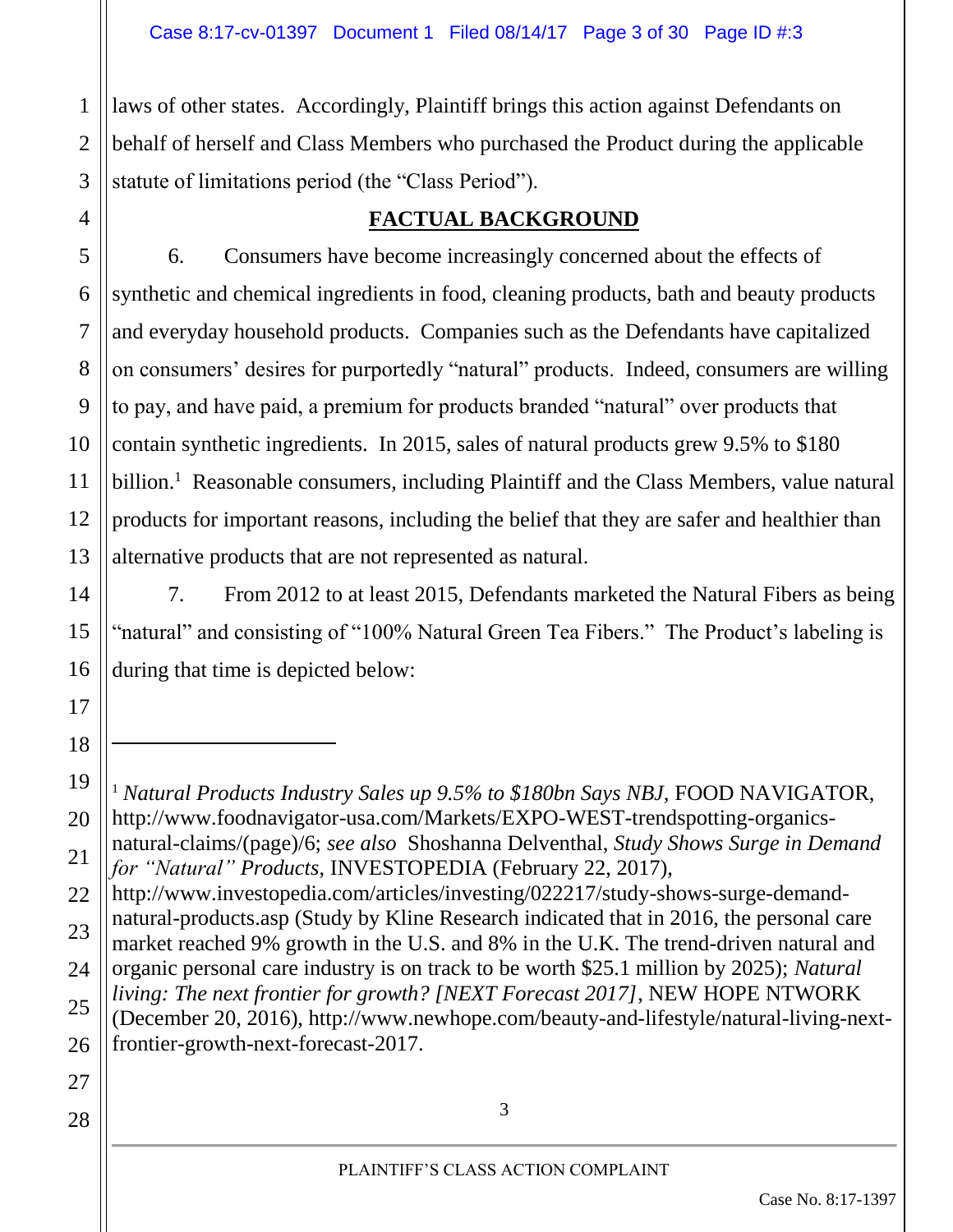laws of other states. Accordingly, Plaintiff brings this action against Defendants on behalf of herself and Class Members who purchased the Product during the applicable statute of limitations period (the "Class Period").

## FACTUAL BACKGROUND

6. Consumers have become increasingly concerned about the effects of synthetic and chemical ingredients in food, cleaning products, bath and beauty products and everyday household products. Companies such as the Defendants have capitalized on consumers' desires for purportedly "natural" products. Indeed, consumers are willing to pay, and have paid, a premium for products branded "natural" over products that contain synthetic ingredients. In 2015, sales of natural products grew 9.5% to $180 billion.[1] Reasonable consumers, including Plaintiff and the Class Members, value natural products for important reasons, including the belief that they are safer and healthier than alternative products that are not represented as natural.

7. From 2012 to at least 2015, Defendants marketed the Natural Fibers as being "natural" and consisting of "100% Natural Green Tea Fibers." The Product's labeling is during that time is depicted below:

---

[1] *Natural Products Industry Sales up 9.5% to $180bn Says NBJ*, FOOD NAVIGATOR, http://www.foodnavigator-usa.com/Markets/EXPO-WEST-trendspotting-organics-natural-claims/(page)/6; *see also* Shoshanna Delventhal, *Study Shows Surge in Demand for "Natural" Products*, INVESTOPEDIA (February 22, 2017), http://www.investopedia.com/articles/investing/022217/study-shows-surge-demand-natural-products.asp (Study by Kline Research indicated that in 2016, the personal care market reached 9% growth in the U.S. and 8% in the U.K. The trend-driven natural and organic personal care industry is on track to be worth $25.1 million by 2025); *Natural living: The next frontier for growth? [NEXT Forecast 2017]*, NEW HOPE NTWORK (December 20, 2016), http://www.newhope.com/beauty-and-lifestyle/natural-living-next-frontier-growth-next-forecast-2017.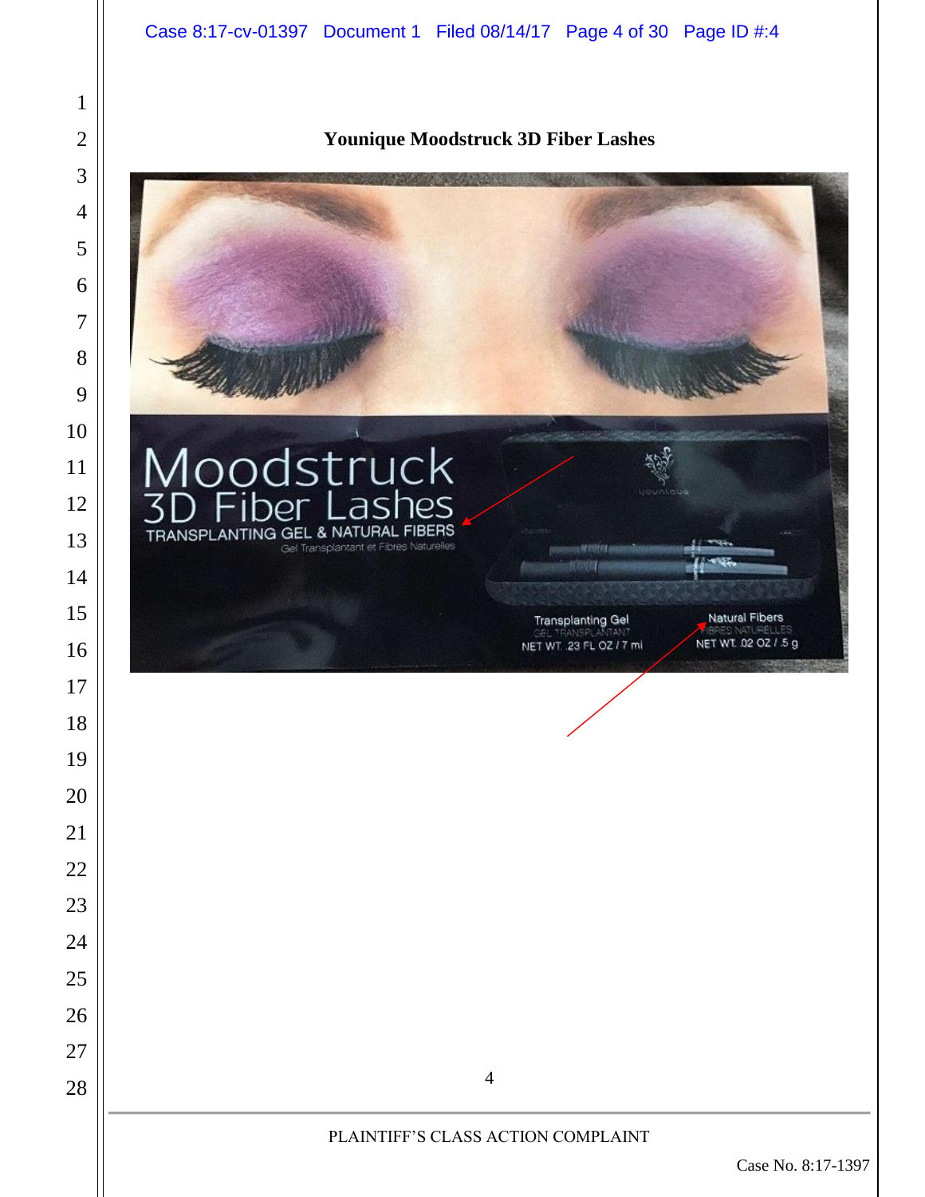**Younique Moodstruck 3D Fiber Lashes**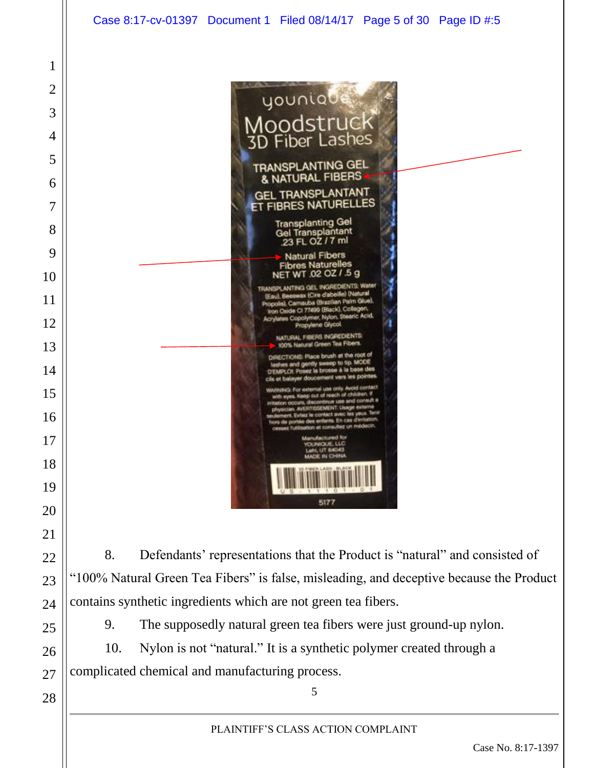8. Defendants' representations that the Product is "natural" and consisted of "100% Natural Green Tea Fibers" is false, misleading, and deceptive because the Product contains synthetic ingredients which are not green tea fibers.

9. The supposedly natural green tea fibers were just ground-up nylon.

10. Nylon is not "natural." It is a synthetic polymer created through a complicated chemical and manufacturing process.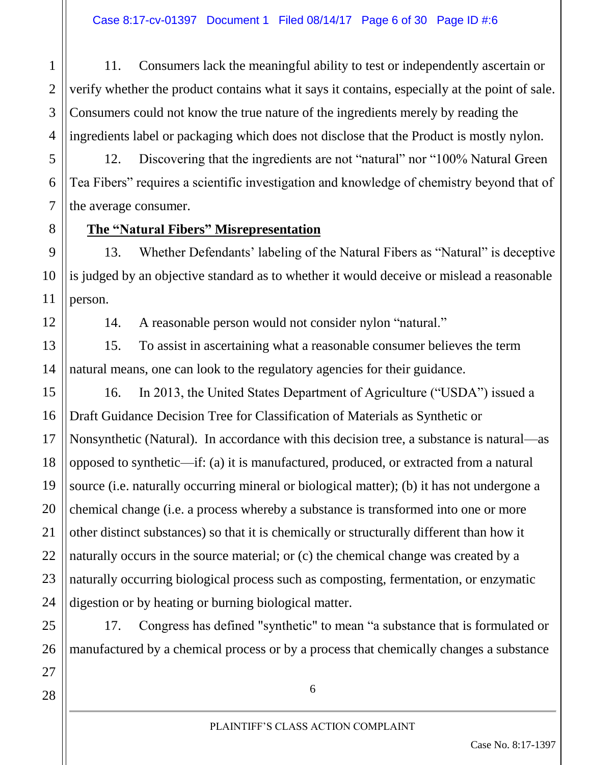11. Consumers lack the meaningful ability to test or independently ascertain or verify whether the product contains what it says it contains, especially at the point of sale. Consumers could not know the true nature of the ingredients merely by reading the ingredients label or packaging which does not disclose that the Product is mostly nylon.

12. Discovering that the ingredients are not "natural" nor "100% Natural Green Tea Fibers" requires a scientific investigation and knowledge of chemistry beyond that of the average consumer.

**The "Natural Fibers" Misrepresentation**

13. Whether Defendants' labeling of the Natural Fibers as "Natural" is deceptive is judged by an objective standard as to whether it would deceive or mislead a reasonable person.

14. A reasonable person would not consider nylon "natural."

15. To assist in ascertaining what a reasonable consumer believes the term natural means, one can look to the regulatory agencies for their guidance.

16. In 2013, the United States Department of Agriculture ("USDA") issued a Draft Guidance Decision Tree for Classification of Materials as Synthetic or Nonsynthetic (Natural). In accordance with this decision tree, a substance is natural—as opposed to synthetic—if: (a) it is manufactured, produced, or extracted from a natural source (i.e. naturally occurring mineral or biological matter); (b) it has not undergone a chemical change (i.e. a process whereby a substance is transformed into one or more other distinct substances) so that it is chemically or structurally different than how it naturally occurs in the source material; or (c) the chemical change was created by a naturally occurring biological process such as composting, fermentation, or enzymatic digestion or by heating or burning biological matter.

17. Congress has defined "synthetic" to mean "a substance that is formulated or manufactured by a chemical process or by a process that chemically changes a substance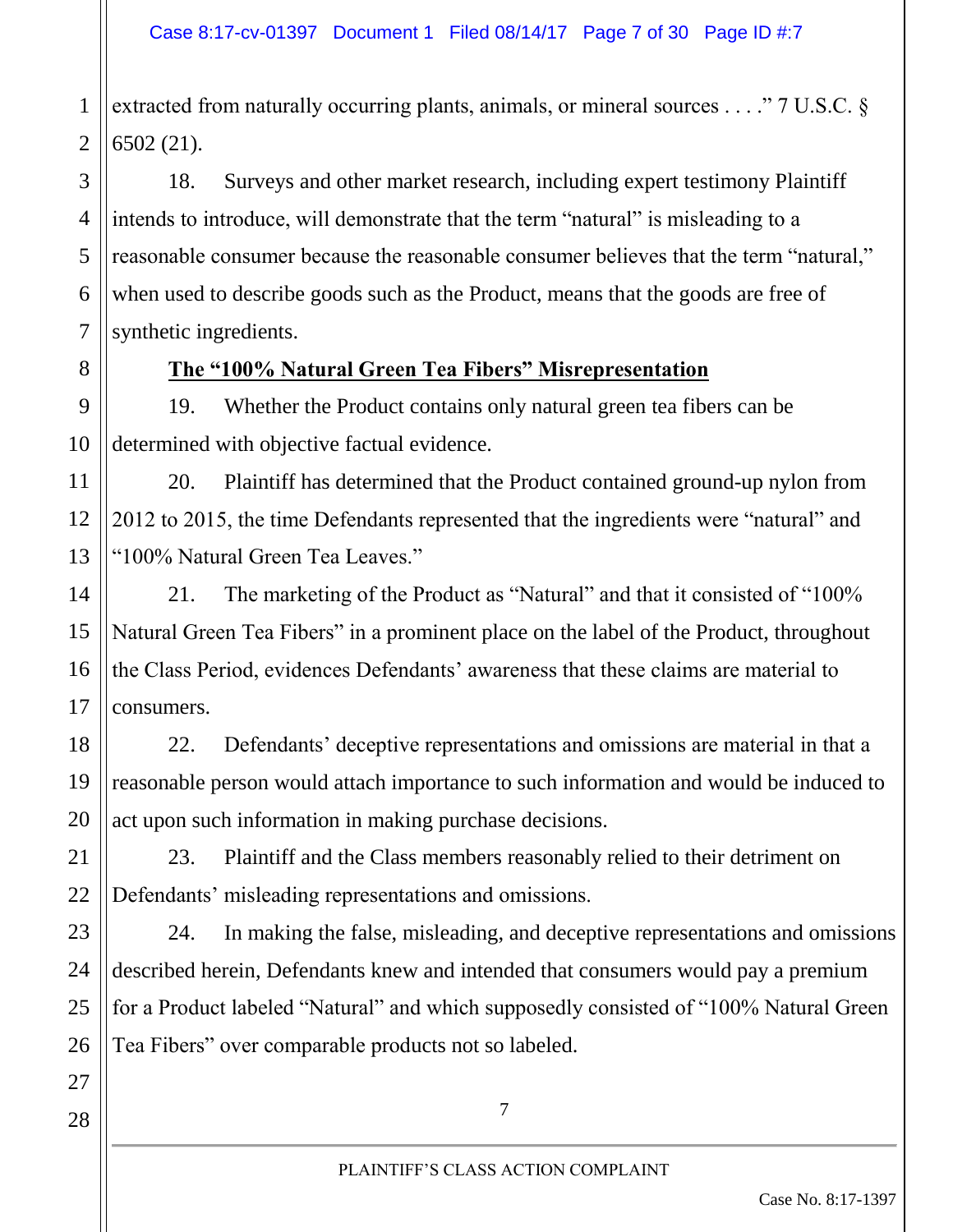extracted from naturally occurring plants, animals, or mineral sources . . . ." 7 U.S.C. § 6502 (21).

18. Surveys and other market research, including expert testimony Plaintiff intends to introduce, will demonstrate that the term "natural" is misleading to a reasonable consumer because the reasonable consumer believes that the term "natural," when used to describe goods such as the Product, means that the goods are free of synthetic ingredients.

**<u>The "100% Natural Green Tea Fibers" Misrepresentation</u>**

19. Whether the Product contains only natural green tea fibers can be determined with objective factual evidence.

20. Plaintiff has determined that the Product contained ground-up nylon from 2012 to 2015, the time Defendants represented that the ingredients were "natural" and "100% Natural Green Tea Leaves."

21. The marketing of the Product as "Natural" and that it consisted of "100% Natural Green Tea Fibers" in a prominent place on the label of the Product, throughout the Class Period, evidences Defendants' awareness that these claims are material to consumers.

22. Defendants' deceptive representations and omissions are material in that a reasonable person would attach importance to such information and would be induced to act upon such information in making purchase decisions.

23. Plaintiff and the Class members reasonably relied to their detriment on Defendants' misleading representations and omissions.

24. In making the false, misleading, and deceptive representations and omissions described herein, Defendants knew and intended that consumers would pay a premium for a Product labeled "Natural" and which supposedly consisted of "100% Natural Green Tea Fibers" over comparable products not so labeled.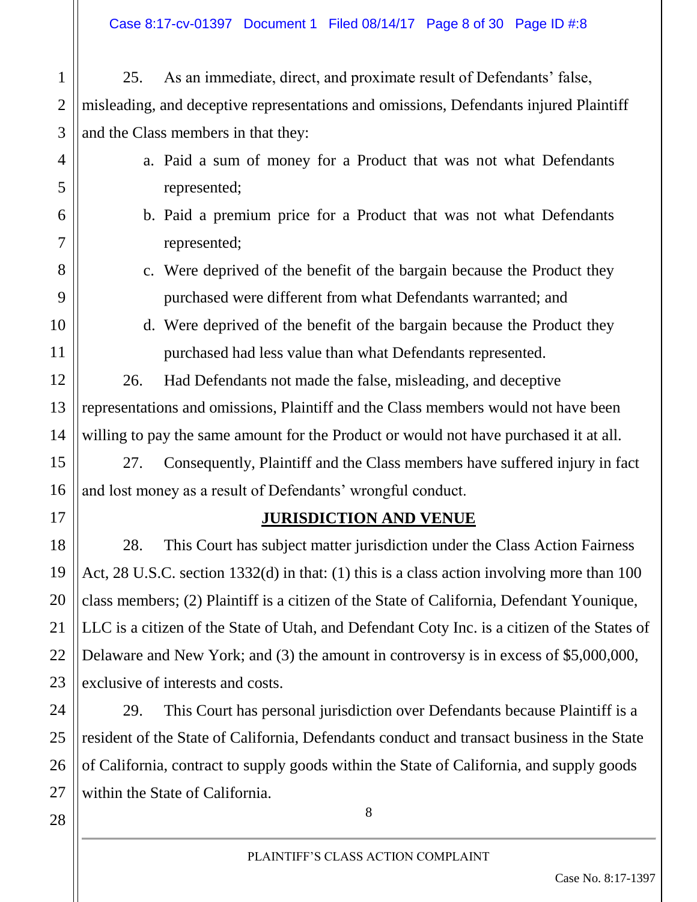25. As an immediate, direct, and proximate result of Defendants' false, misleading, and deceptive representations and omissions, Defendants injured Plaintiff and the Class members in that they:

a. Paid a sum of money for a Product that was not what Defendants represented;

b. Paid a premium price for a Product that was not what Defendants represented;

c. Were deprived of the benefit of the bargain because the Product they purchased were different from what Defendants warranted; and

d. Were deprived of the benefit of the bargain because the Product they purchased had less value than what Defendants represented.

26. Had Defendants not made the false, misleading, and deceptive representations and omissions, Plaintiff and the Class members would not have been willing to pay the same amount for the Product or would not have purchased it at all.

27. Consequently, Plaintiff and the Class members have suffered injury in fact and lost money as a result of Defendants' wrongful conduct.

## JURISDICTION AND VENUE

28. This Court has subject matter jurisdiction under the Class Action Fairness Act, 28 U.S.C. section 1332(d) in that: (1) this is a class action involving more than 100 class members; (2) Plaintiff is a citizen of the State of California, Defendant Younique, LLC is a citizen of the State of Utah, and Defendant Coty Inc. is a citizen of the States of Delaware and New York; and (3) the amount in controversy is in excess of $5,000,000, exclusive of interests and costs.

29. This Court has personal jurisdiction over Defendants because Plaintiff is a resident of the State of California, Defendants conduct and transact business in the State of California, contract to supply goods within the State of California, and supply goods within the State of California.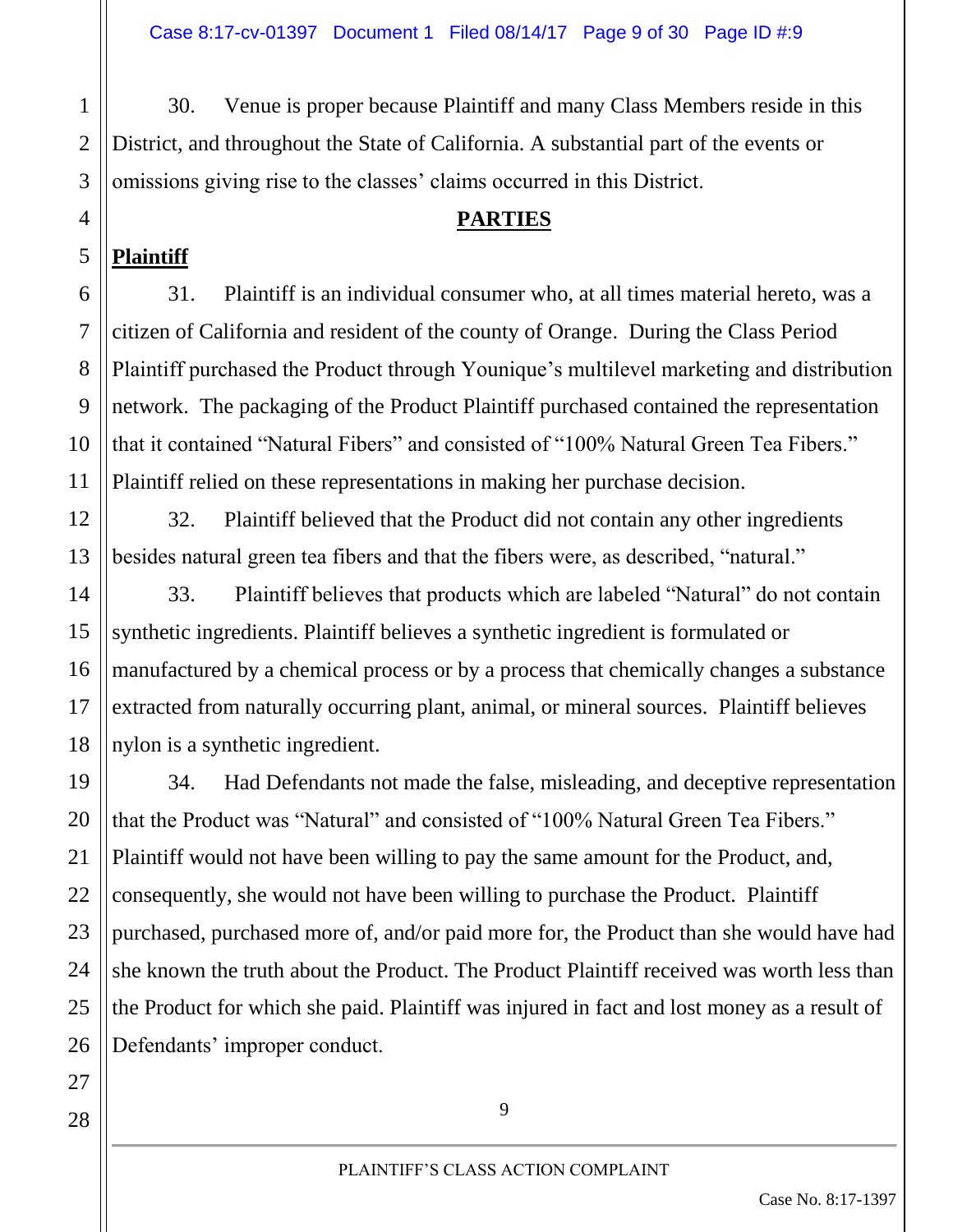30. Venue is proper because Plaintiff and many Class Members reside in this District, and throughout the State of California. A substantial part of the events or omissions giving rise to the classes' claims occurred in this District.

## PARTIES

### Plaintiff

31. Plaintiff is an individual consumer who, at all times material hereto, was a citizen of California and resident of the county of Orange. During the Class Period Plaintiff purchased the Product through Younique's multilevel marketing and distribution network. The packaging of the Product Plaintiff purchased contained the representation that it contained "Natural Fibers" and consisted of "100% Natural Green Tea Fibers." Plaintiff relied on these representations in making her purchase decision.

32. Plaintiff believed that the Product did not contain any other ingredients besides natural green tea fibers and that the fibers were, as described, "natural."

33. Plaintiff believes that products which are labeled "Natural" do not contain synthetic ingredients. Plaintiff believes a synthetic ingredient is formulated or manufactured by a chemical process or by a process that chemically changes a substance extracted from naturally occurring plant, animal, or mineral sources. Plaintiff believes nylon is a synthetic ingredient.

34. Had Defendants not made the false, misleading, and deceptive representation that the Product was "Natural" and consisted of "100% Natural Green Tea Fibers." Plaintiff would not have been willing to pay the same amount for the Product, and, consequently, she would not have been willing to purchase the Product. Plaintiff purchased, purchased more of, and/or paid more for, the Product than she would have had she known the truth about the Product. The Product Plaintiff received was worth less than the Product for which she paid. Plaintiff was injured in fact and lost money as a result of Defendants' improper conduct.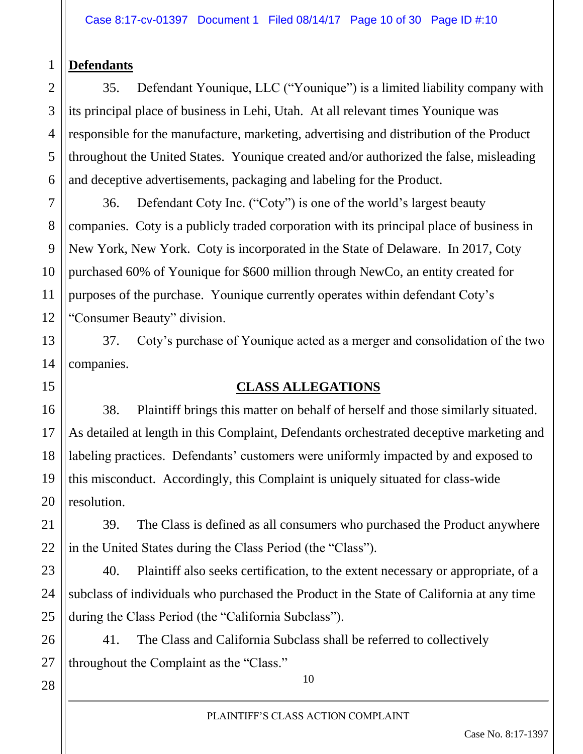## Defendants

35. Defendant Younique, LLC ("Younique") is a limited liability company with its principal place of business in Lehi, Utah. At all relevant times Younique was responsible for the manufacture, marketing, advertising and distribution of the Product throughout the United States. Younique created and/or authorized the false, misleading and deceptive advertisements, packaging and labeling for the Product.

36. Defendant Coty Inc. ("Coty") is one of the world's largest beauty companies. Coty is a publicly traded corporation with its principal place of business in New York, New York. Coty is incorporated in the State of Delaware. In 2017, Coty purchased 60% of Younique for $600 million through NewCo, an entity created for purposes of the purchase. Younique currently operates within defendant Coty's "Consumer Beauty" division.

37. Coty's purchase of Younique acted as a merger and consolidation of the two companies.

## CLASS ALLEGATIONS

38. Plaintiff brings this matter on behalf of herself and those similarly situated. As detailed at length in this Complaint, Defendants orchestrated deceptive marketing and labeling practices. Defendants' customers were uniformly impacted by and exposed to this misconduct. Accordingly, this Complaint is uniquely situated for class-wide resolution.

39. The Class is defined as all consumers who purchased the Product anywhere in the United States during the Class Period (the "Class").

40. Plaintiff also seeks certification, to the extent necessary or appropriate, of a subclass of individuals who purchased the Product in the State of California at any time during the Class Period (the "California Subclass").

41. The Class and California Subclass shall be referred to collectively throughout the Complaint as the "Class."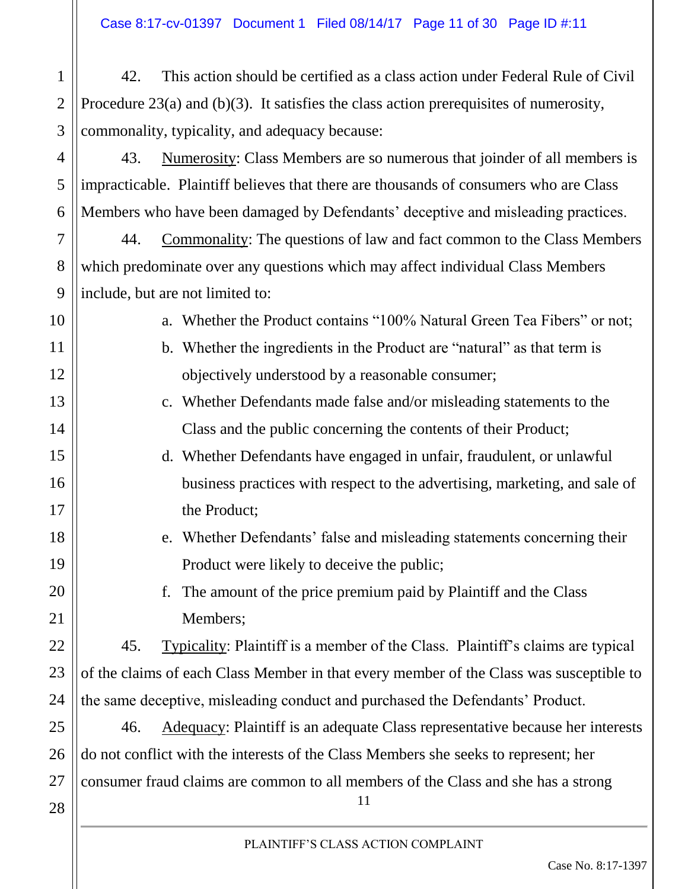42. This action should be certified as a class action under Federal Rule of Civil Procedure 23(a) and (b)(3). It satisfies the class action prerequisites of numerosity, commonality, typicality, and adequacy because:

43. Numerosity: Class Members are so numerous that joinder of all members is impracticable. Plaintiff believes that there are thousands of consumers who are Class Members who have been damaged by Defendants' deceptive and misleading practices.

44. Commonality: The questions of law and fact common to the Class Members which predominate over any questions which may affect individual Class Members include, but are not limited to:

a. Whether the Product contains "100% Natural Green Tea Fibers" or not;
b. Whether the ingredients in the Product are "natural" as that term is objectively understood by a reasonable consumer;
c. Whether Defendants made false and/or misleading statements to the Class and the public concerning the contents of their Product;
d. Whether Defendants have engaged in unfair, fraudulent, or unlawful business practices with respect to the advertising, marketing, and sale of the Product;
e. Whether Defendants' false and misleading statements concerning their Product were likely to deceive the public;
f. The amount of the price premium paid by Plaintiff and the Class Members;

45. Typicality: Plaintiff is a member of the Class. Plaintiff's claims are typical of the claims of each Class Member in that every member of the Class was susceptible to the same deceptive, misleading conduct and purchased the Defendants' Product.

46. Adequacy: Plaintiff is an adequate Class representative because her interests do not conflict with the interests of the Class Members she seeks to represent; her consumer fraud claims are common to all members of the Class and she has a strong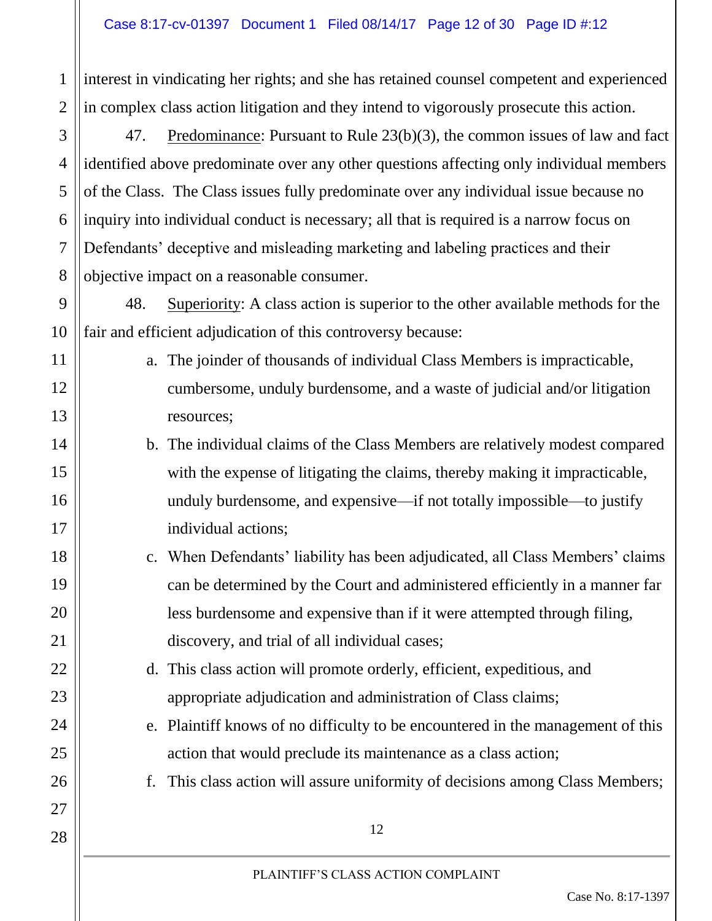interest in vindicating her rights; and she has retained counsel competent and experienced in complex class action litigation and they intend to vigorously prosecute this action.

47. Predominance: Pursuant to Rule 23(b)(3), the common issues of law and fact identified above predominate over any other questions affecting only individual members of the Class. The Class issues fully predominate over any individual issue because no inquiry into individual conduct is necessary; all that is required is a narrow focus on Defendants' deceptive and misleading marketing and labeling practices and their objective impact on a reasonable consumer.

48. Superiority: A class action is superior to the other available methods for the fair and efficient adjudication of this controversy because:

a. The joinder of thousands of individual Class Members is impracticable, cumbersome, unduly burdensome, and a waste of judicial and/or litigation resources;

b. The individual claims of the Class Members are relatively modest compared with the expense of litigating the claims, thereby making it impracticable, unduly burdensome, and expensive—if not totally impossible—to justify individual actions;

c. When Defendants' liability has been adjudicated, all Class Members' claims can be determined by the Court and administered efficiently in a manner far less burdensome and expensive than if it were attempted through filing, discovery, and trial of all individual cases;

d. This class action will promote orderly, efficient, expeditious, and appropriate adjudication and administration of Class claims;

e. Plaintiff knows of no difficulty to be encountered in the management of this action that would preclude its maintenance as a class action;

f. This class action will assure uniformity of decisions among Class Members;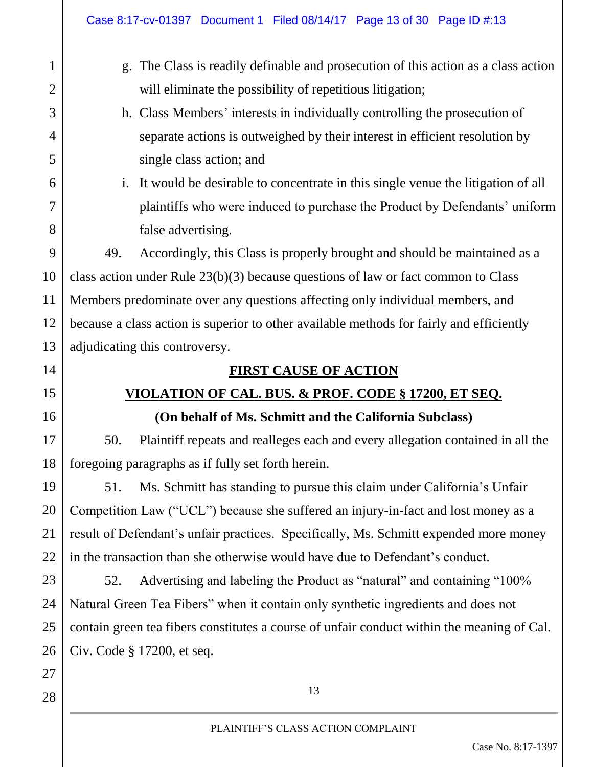g. The Class is readily definable and prosecution of this action as a class action will eliminate the possibility of repetitious litigation;

h. Class Members' interests in individually controlling the prosecution of separate actions is outweighed by their interest in efficient resolution by single class action; and

i. It would be desirable to concentrate in this single venue the litigation of all plaintiffs who were induced to purchase the Product by Defendants' uniform false advertising.

49. Accordingly, this Class is properly brought and should be maintained as a class action under Rule 23(b)(3) because questions of law or fact common to Class Members predominate over any questions affecting only individual members, and because a class action is superior to other available methods for fairly and efficiently adjudicating this controversy.

## FIRST CAUSE OF ACTION

## VIOLATION OF CAL. BUS. & PROF. CODE § 17200, ET SEQ.

**(On behalf of Ms. Schmitt and the California Subclass)**

50. Plaintiff repeats and realleges each and every allegation contained in all the foregoing paragraphs as if fully set forth herein.

51. Ms. Schmitt has standing to pursue this claim under California's Unfair Competition Law ("UCL") because she suffered an injury-in-fact and lost money as a result of Defendant's unfair practices. Specifically, Ms. Schmitt expended more money in the transaction than she otherwise would have due to Defendant's conduct.

52. Advertising and labeling the Product as "natural" and containing "100% Natural Green Tea Fibers" when it contain only synthetic ingredients and does not contain green tea fibers constitutes a course of unfair conduct within the meaning of Cal. Civ. Code § 17200, et seq.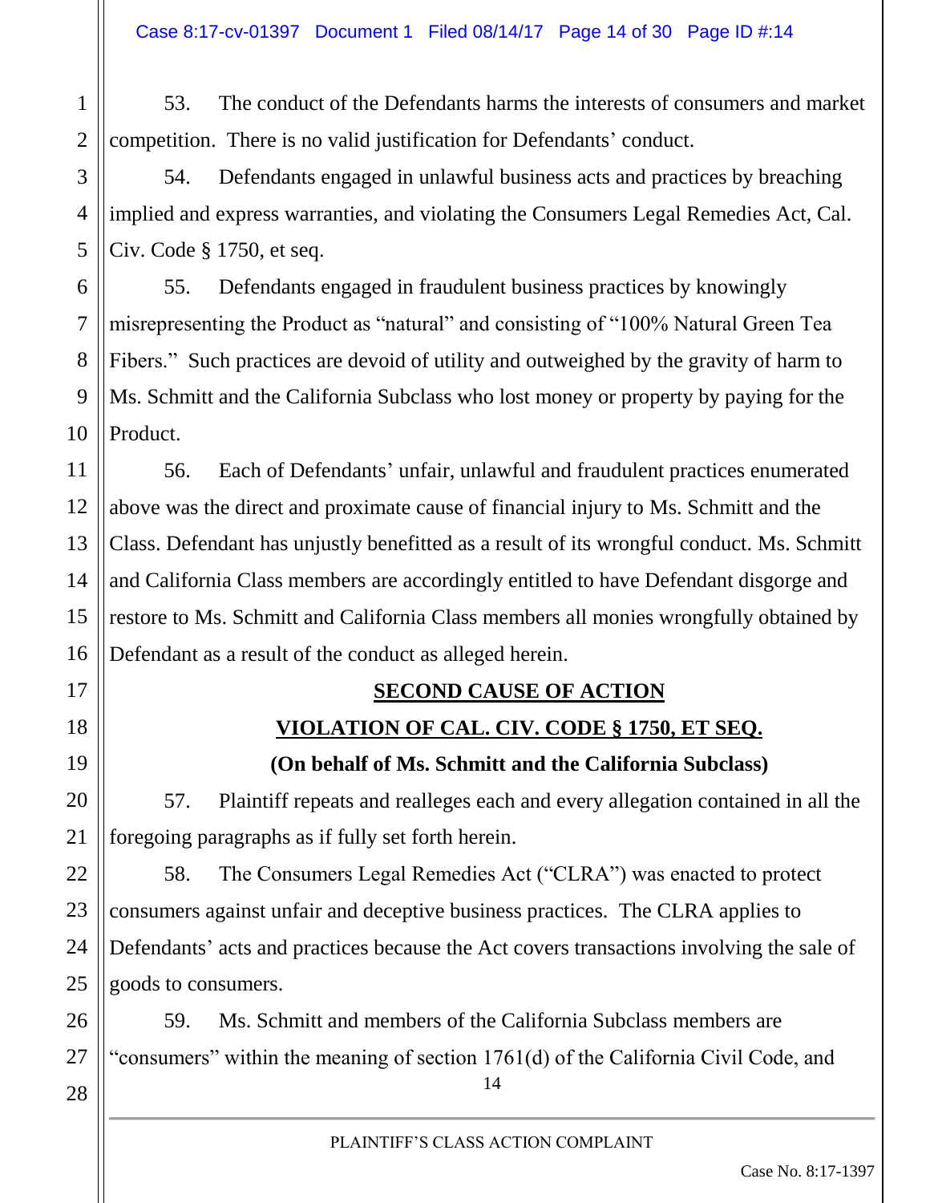53. The conduct of the Defendants harms the interests of consumers and market competition. There is no valid justification for Defendants' conduct.

54. Defendants engaged in unlawful business acts and practices by breaching implied and express warranties, and violating the Consumers Legal Remedies Act, Cal. Civ. Code § 1750, et seq.

55. Defendants engaged in fraudulent business practices by knowingly misrepresenting the Product as "natural" and consisting of "100% Natural Green Tea Fibers." Such practices are devoid of utility and outweighed by the gravity of harm to Ms. Schmitt and the California Subclass who lost money or property by paying for the Product.

56. Each of Defendants' unfair, unlawful and fraudulent practices enumerated above was the direct and proximate cause of financial injury to Ms. Schmitt and the Class. Defendant has unjustly benefitted as a result of its wrongful conduct. Ms. Schmitt and California Class members are accordingly entitled to have Defendant disgorge and restore to Ms. Schmitt and California Class members all monies wrongfully obtained by Defendant as a result of the conduct as alleged herein.

**SECOND CAUSE OF ACTION**

**VIOLATION OF CAL. CIV. CODE § 1750, ET SEQ.**

**(On behalf of Ms. Schmitt and the California Subclass)**

57. Plaintiff repeats and realleges each and every allegation contained in all the foregoing paragraphs as if fully set forth herein.

58. The Consumers Legal Remedies Act ("CLRA") was enacted to protect consumers against unfair and deceptive business practices. The CLRA applies to Defendants' acts and practices because the Act covers transactions involving the sale of goods to consumers.

59. Ms. Schmitt and members of the California Subclass members are "consumers" within the meaning of section 1761(d) of the California Civil Code, and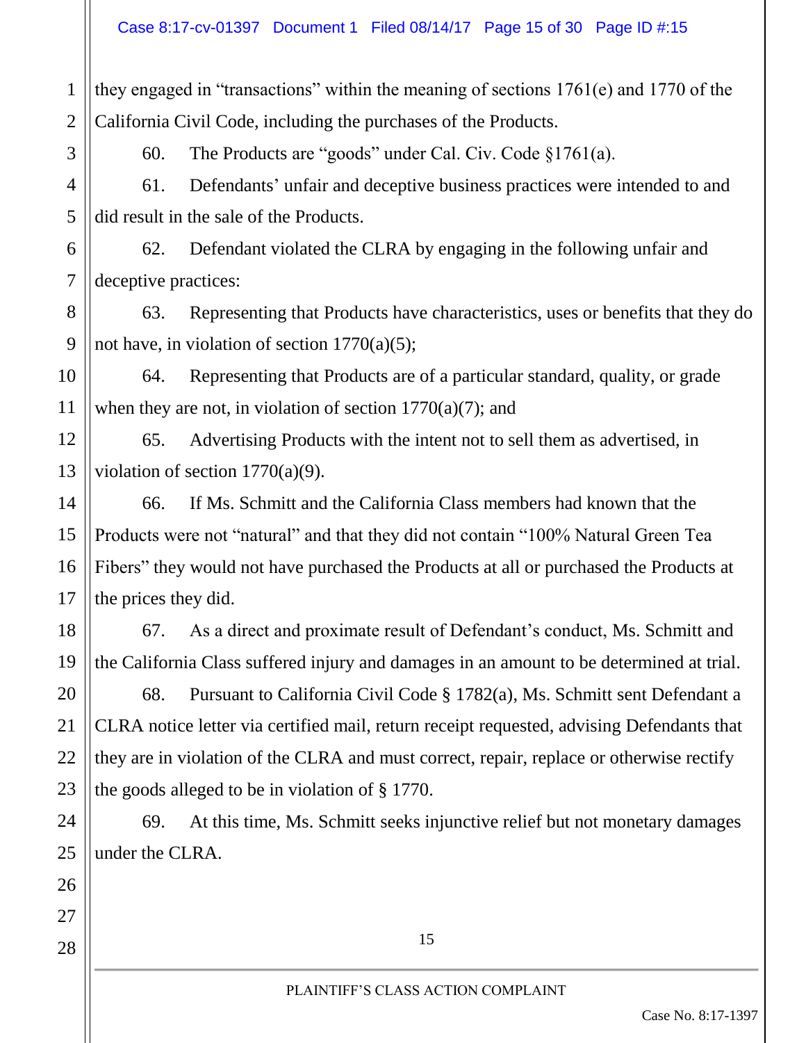they engaged in "transactions" within the meaning of sections 1761(e) and 1770 of the California Civil Code, including the purchases of the Products.

60. The Products are "goods" under Cal. Civ. Code §1761(a).

61. Defendants' unfair and deceptive business practices were intended to and did result in the sale of the Products.

62. Defendant violated the CLRA by engaging in the following unfair and deceptive practices:

63. Representing that Products have characteristics, uses or benefits that they do not have, in violation of section 1770(a)(5);

64. Representing that Products are of a particular standard, quality, or grade when they are not, in violation of section 1770(a)(7); and

65. Advertising Products with the intent not to sell them as advertised, in violation of section 1770(a)(9).

66. If Ms. Schmitt and the California Class members had known that the Products were not "natural" and that they did not contain "100% Natural Green Tea Fibers" they would not have purchased the Products at all or purchased the Products at the prices they did.

67. As a direct and proximate result of Defendant's conduct, Ms. Schmitt and the California Class suffered injury and damages in an amount to be determined at trial.

68. Pursuant to California Civil Code § 1782(a), Ms. Schmitt sent Defendant a CLRA notice letter via certified mail, return receipt requested, advising Defendants that they are in violation of the CLRA and must correct, repair, replace or otherwise rectify the goods alleged to be in violation of § 1770.

69. At this time, Ms. Schmitt seeks injunctive relief but not monetary damages under the CLRA.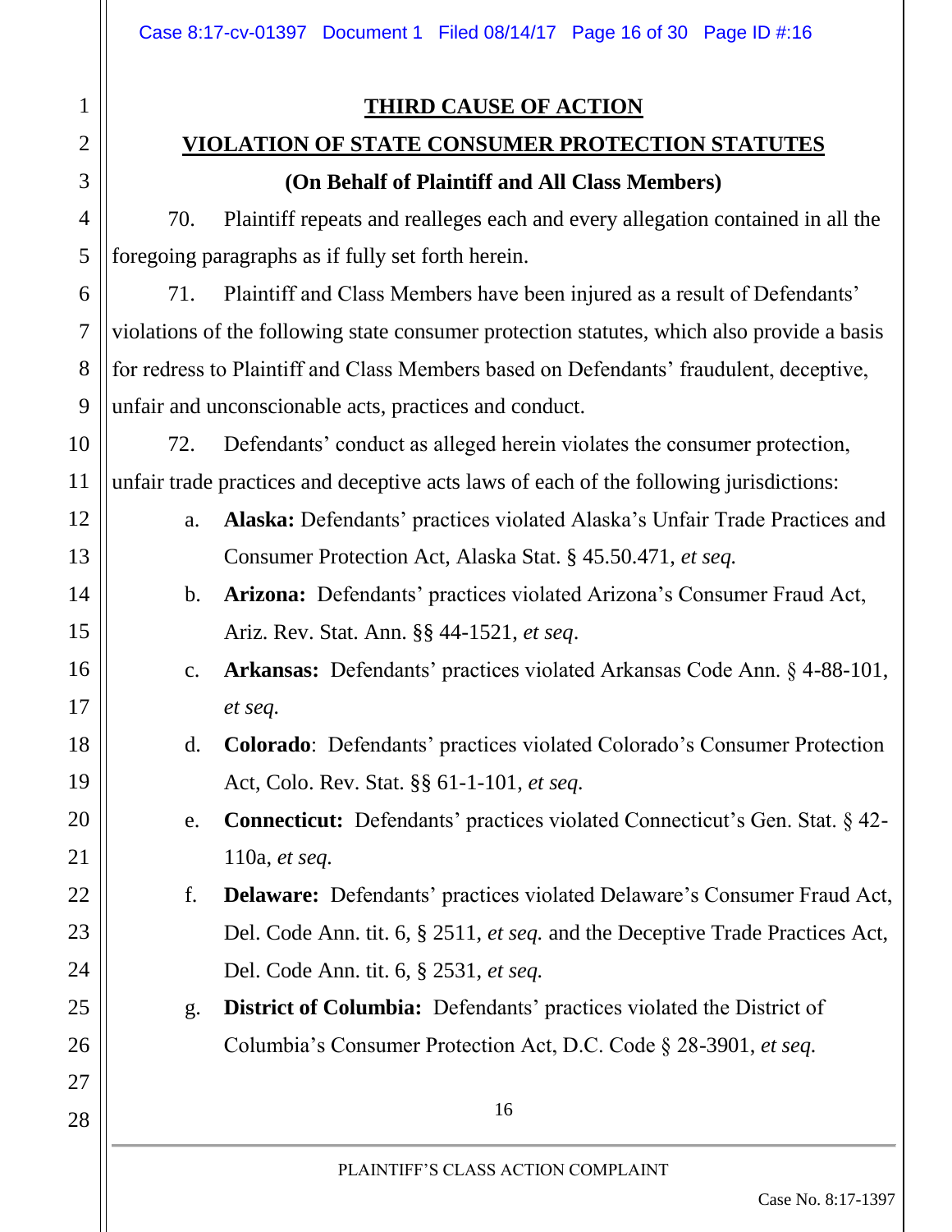## THIRD CAUSE OF ACTION

## VIOLATION OF STATE CONSUMER PROTECTION STATUTES

**(On Behalf of Plaintiff and All Class Members)**

70. Plaintiff repeats and realleges each and every allegation contained in all the foregoing paragraphs as if fully set forth herein.

71. Plaintiff and Class Members have been injured as a result of Defendants' violations of the following state consumer protection statutes, which also provide a basis for redress to Plaintiff and Class Members based on Defendants' fraudulent, deceptive, unfair and unconscionable acts, practices and conduct.

72. Defendants' conduct as alleged herein violates the consumer protection, unfair trade practices and deceptive acts laws of each of the following jurisdictions:

a. **Alaska:** Defendants' practices violated Alaska's Unfair Trade Practices and Consumer Protection Act, Alaska Stat. § 45.50.471, *et seq.*

b. **Arizona:** Defendants' practices violated Arizona's Consumer Fraud Act, Ariz. Rev. Stat. Ann. §§ 44-1521, *et seq*.

c. **Arkansas:** Defendants' practices violated Arkansas Code Ann. § 4-88-101, *et seq.*

d. **Colorado**: Defendants' practices violated Colorado's Consumer Protection Act, Colo. Rev. Stat. §§ 61-1-101, *et seq.*

e. **Connecticut:** Defendants' practices violated Connecticut's Gen. Stat. § 42-110a, *et seq.*

f. **Delaware:** Defendants' practices violated Delaware's Consumer Fraud Act, Del. Code Ann. tit. 6, § 2511, *et seq.* and the Deceptive Trade Practices Act, Del. Code Ann. tit. 6, § 2531, *et seq.*

g. **District of Columbia:** Defendants' practices violated the District of Columbia's Consumer Protection Act, D.C. Code § 28-3901, *et seq.*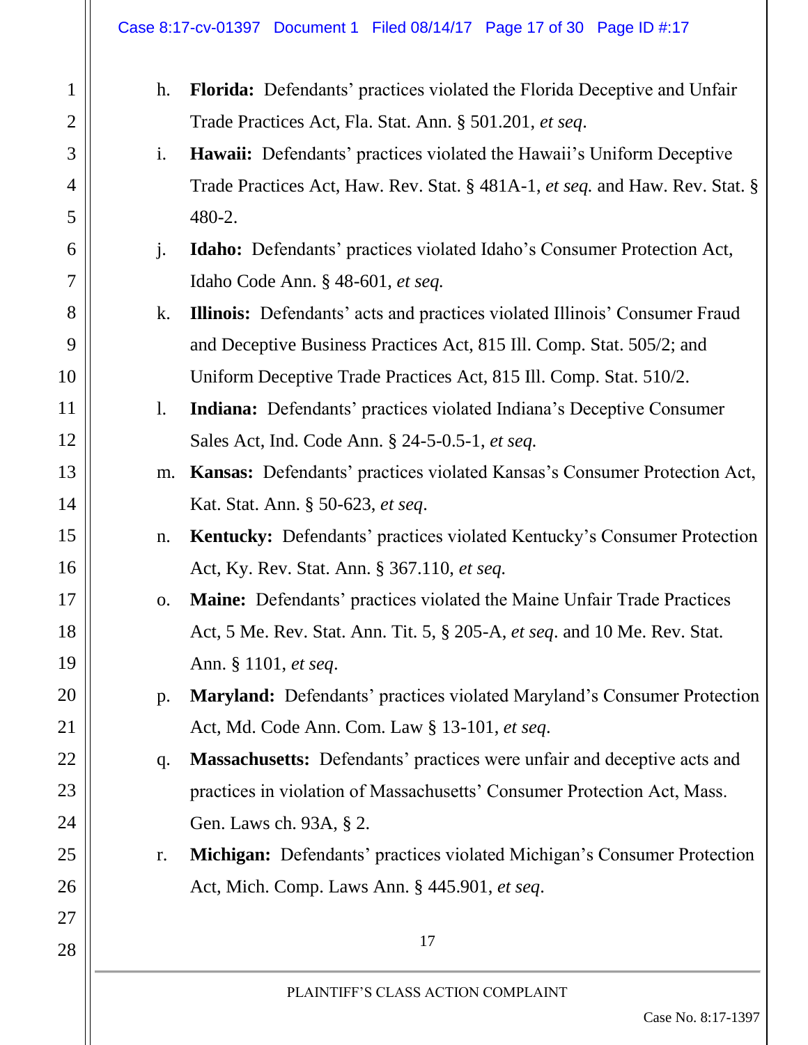h. **Florida:** Defendants' practices violated the Florida Deceptive and Unfair Trade Practices Act, Fla. Stat. Ann. § 501.201, *et seq*.

i. **Hawaii:** Defendants' practices violated the Hawaii's Uniform Deceptive Trade Practices Act, Haw. Rev. Stat. § 481A-1, *et seq.* and Haw. Rev. Stat. § 480-2.

j. **Idaho:** Defendants' practices violated Idaho's Consumer Protection Act, Idaho Code Ann. § 48-601, *et seq.*

k. **Illinois:** Defendants' acts and practices violated Illinois' Consumer Fraud and Deceptive Business Practices Act, 815 Ill. Comp. Stat. 505/2; and Uniform Deceptive Trade Practices Act, 815 Ill. Comp. Stat. 510/2.

l. **Indiana:** Defendants' practices violated Indiana's Deceptive Consumer Sales Act, Ind. Code Ann. § 24-5-0.5-1, *et seq.*

m. **Kansas:** Defendants' practices violated Kansas's Consumer Protection Act, Kat. Stat. Ann. § 50-623, *et seq*.

n. **Kentucky:** Defendants' practices violated Kentucky's Consumer Protection Act, Ky. Rev. Stat. Ann. § 367.110, *et seq.*

o. **Maine:** Defendants' practices violated the Maine Unfair Trade Practices Act, 5 Me. Rev. Stat. Ann. Tit. 5, § 205-A, *et seq*. and 10 Me. Rev. Stat. Ann. § 1101, *et seq*.

p. **Maryland:** Defendants' practices violated Maryland's Consumer Protection Act, Md. Code Ann. Com. Law § 13-101, *et seq*.

q. **Massachusetts:** Defendants' practices were unfair and deceptive acts and practices in violation of Massachusetts' Consumer Protection Act, Mass. Gen. Laws ch. 93A, § 2.

r. **Michigan:** Defendants' practices violated Michigan's Consumer Protection Act, Mich. Comp. Laws Ann. § 445.901, *et seq*.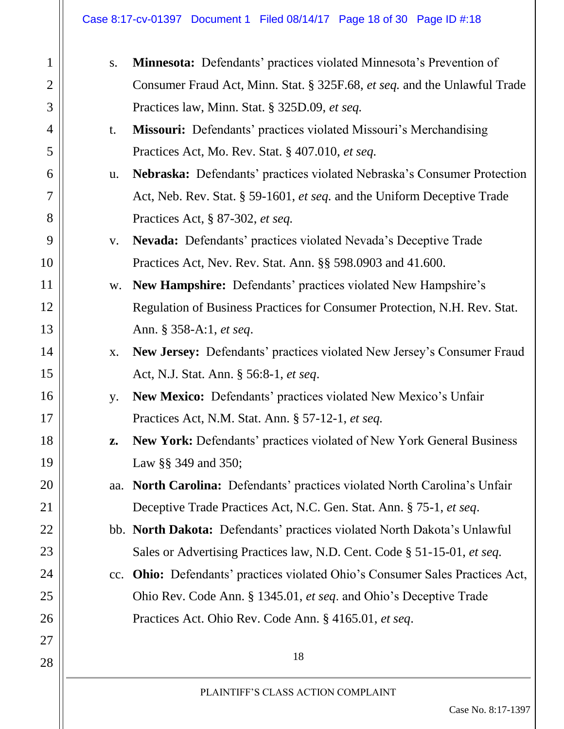s. **Minnesota:** Defendants' practices violated Minnesota's Prevention of Consumer Fraud Act, Minn. Stat. § 325F.68, *et seq.* and the Unlawful Trade Practices law, Minn. Stat. § 325D.09, *et seq.*

t. **Missouri:** Defendants' practices violated Missouri's Merchandising Practices Act, Mo. Rev. Stat. § 407.010, *et seq.*

u. **Nebraska:** Defendants' practices violated Nebraska's Consumer Protection Act, Neb. Rev. Stat. § 59-1601, *et seq.* and the Uniform Deceptive Trade Practices Act, § 87-302, *et seq.*

v. **Nevada:** Defendants' practices violated Nevada's Deceptive Trade Practices Act, Nev. Rev. Stat. Ann. §§ 598.0903 and 41.600.

w. **New Hampshire:** Defendants' practices violated New Hampshire's Regulation of Business Practices for Consumer Protection, N.H. Rev. Stat. Ann. § 358-A:1, *et seq*.

x. **New Jersey:** Defendants' practices violated New Jersey's Consumer Fraud Act, N.J. Stat. Ann. § 56:8-1, *et seq*.

y. **New Mexico:** Defendants' practices violated New Mexico's Unfair Practices Act, N.M. Stat. Ann. § 57-12-1, *et seq.*

**z.** **New York:** Defendants' practices violated of New York General Business Law §§ 349 and 350;

aa. **North Carolina:** Defendants' practices violated North Carolina's Unfair Deceptive Trade Practices Act, N.C. Gen. Stat. Ann. § 75-1, *et seq*.

bb. **North Dakota:** Defendants' practices violated North Dakota's Unlawful Sales or Advertising Practices law, N.D. Cent. Code § 51-15-01, *et seq.*

cc. **Ohio:** Defendants' practices violated Ohio's Consumer Sales Practices Act, Ohio Rev. Code Ann. § 1345.01, *et seq*. and Ohio's Deceptive Trade Practices Act. Ohio Rev. Code Ann. § 4165.01, *et seq*.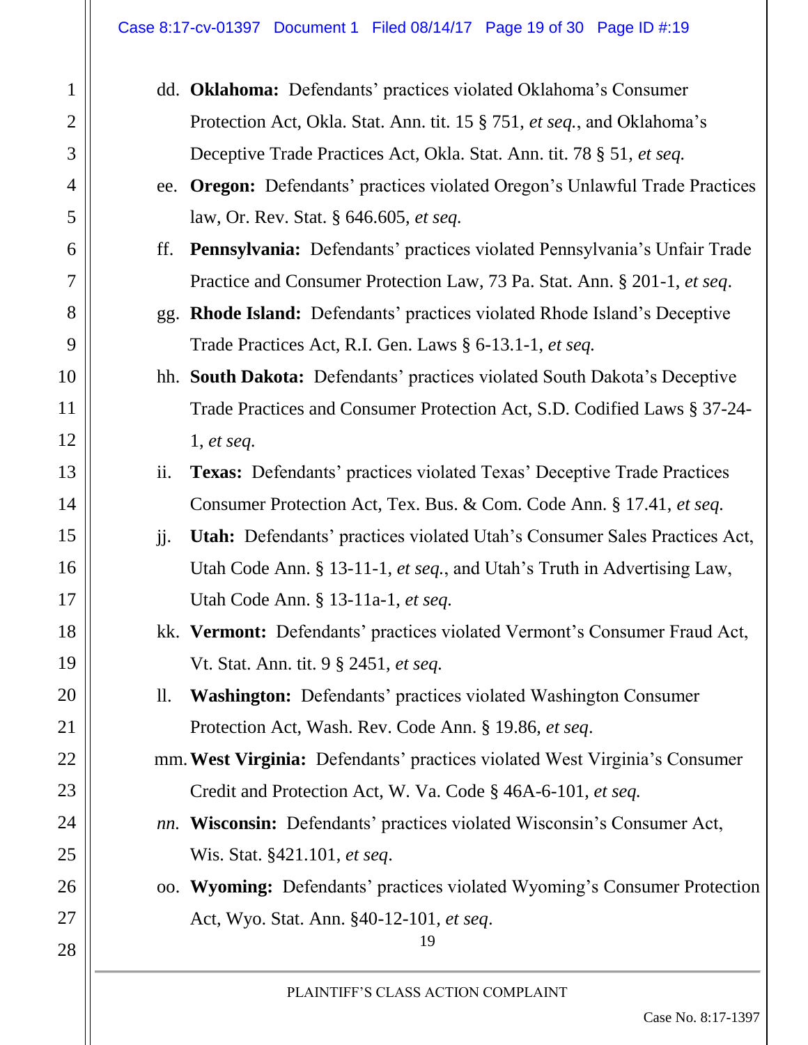dd. **Oklahoma:** Defendants' practices violated Oklahoma's Consumer Protection Act, Okla. Stat. Ann. tit. 15 § 751, *et seq.*, and Oklahoma's Deceptive Trade Practices Act, Okla. Stat. Ann. tit. 78 § 51, *et seq.*

ee. **Oregon:** Defendants' practices violated Oregon's Unlawful Trade Practices law, Or. Rev. Stat. § 646.605, *et seq.*

ff. **Pennsylvania:** Defendants' practices violated Pennsylvania's Unfair Trade Practice and Consumer Protection Law, 73 Pa. Stat. Ann. § 201-1, *et seq*.

gg. **Rhode Island:** Defendants' practices violated Rhode Island's Deceptive Trade Practices Act, R.I. Gen. Laws § 6-13.1-1, *et seq.*

hh. **South Dakota:** Defendants' practices violated South Dakota's Deceptive Trade Practices and Consumer Protection Act, S.D. Codified Laws § 37-24-1, *et seq.*

ii. **Texas:** Defendants' practices violated Texas' Deceptive Trade Practices Consumer Protection Act, Tex. Bus. & Com. Code Ann. § 17.41, *et seq.*

jj. **Utah:** Defendants' practices violated Utah's Consumer Sales Practices Act, Utah Code Ann. § 13-11-1, *et seq.*, and Utah's Truth in Advertising Law, Utah Code Ann. § 13-11a-1, *et seq.*

kk. **Vermont:** Defendants' practices violated Vermont's Consumer Fraud Act, Vt. Stat. Ann. tit. 9 § 2451, *et seq.*

ll. **Washington:** Defendants' practices violated Washington Consumer Protection Act, Wash. Rev. Code Ann. § 19.86, *et seq*.

mm. **West Virginia:** Defendants' practices violated West Virginia's Consumer Credit and Protection Act, W. Va. Code § 46A-6-101, *et seq.*

*nn.* **Wisconsin:** Defendants' practices violated Wisconsin's Consumer Act, Wis. Stat. §421.101, *et seq*.

oo. **Wyoming:** Defendants' practices violated Wyoming's Consumer Protection Act, Wyo. Stat. Ann. §40-12-101, *et seq*.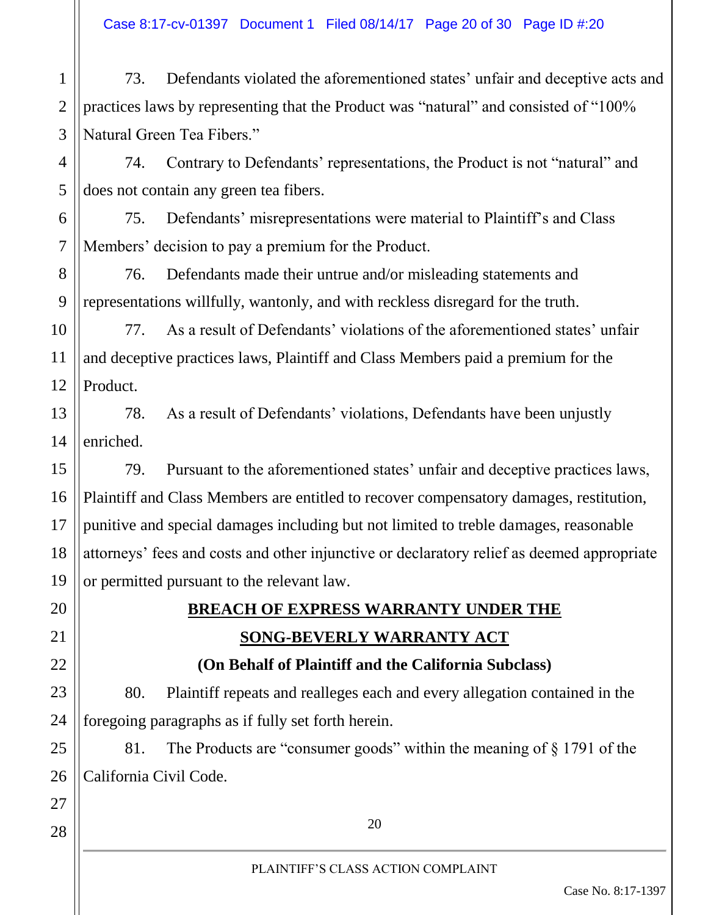73. Defendants violated the aforementioned states' unfair and deceptive acts and practices laws by representing that the Product was "natural" and consisted of "100% Natural Green Tea Fibers."

74. Contrary to Defendants' representations, the Product is not "natural" and does not contain any green tea fibers.

75. Defendants' misrepresentations were material to Plaintiff's and Class Members' decision to pay a premium for the Product.

76. Defendants made their untrue and/or misleading statements and representations willfully, wantonly, and with reckless disregard for the truth.

77. As a result of Defendants' violations of the aforementioned states' unfair and deceptive practices laws, Plaintiff and Class Members paid a premium for the Product.

78. As a result of Defendants' violations, Defendants have been unjustly enriched.

79. Pursuant to the aforementioned states' unfair and deceptive practices laws, Plaintiff and Class Members are entitled to recover compensatory damages, restitution, punitive and special damages including but not limited to treble damages, reasonable attorneys' fees and costs and other injunctive or declaratory relief as deemed appropriate or permitted pursuant to the relevant law.

**BREACH OF EXPRESS WARRANTY UNDER THE SONG-BEVERLY WARRANTY ACT**

**(On Behalf of Plaintiff and the California Subclass)**

80. Plaintiff repeats and realleges each and every allegation contained in the foregoing paragraphs as if fully set forth herein.

81. The Products are "consumer goods" within the meaning of § 1791 of the California Civil Code.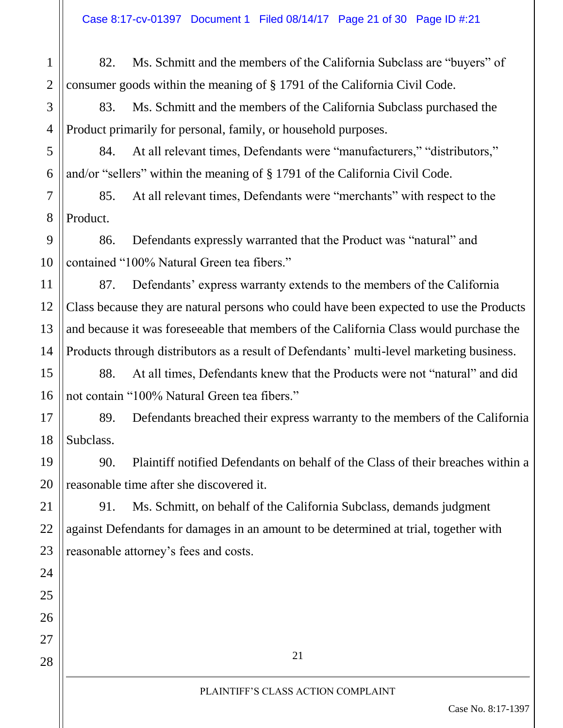82. Ms. Schmitt and the members of the California Subclass are "buyers" of consumer goods within the meaning of § 1791 of the California Civil Code.

83. Ms. Schmitt and the members of the California Subclass purchased the Product primarily for personal, family, or household purposes.

84. At all relevant times, Defendants were "manufacturers," "distributors," and/or "sellers" within the meaning of § 1791 of the California Civil Code.

85. At all relevant times, Defendants were "merchants" with respect to the Product.

86. Defendants expressly warranted that the Product was "natural" and contained "100% Natural Green tea fibers."

87. Defendants' express warranty extends to the members of the California Class because they are natural persons who could have been expected to use the Products and because it was foreseeable that members of the California Class would purchase the Products through distributors as a result of Defendants' multi-level marketing business.

88. At all times, Defendants knew that the Products were not "natural" and did not contain "100% Natural Green tea fibers."

89. Defendants breached their express warranty to the members of the California Subclass.

90. Plaintiff notified Defendants on behalf of the Class of their breaches within a reasonable time after she discovered it.

91. Ms. Schmitt, on behalf of the California Subclass, demands judgment against Defendants for damages in an amount to be determined at trial, together with reasonable attorney's fees and costs.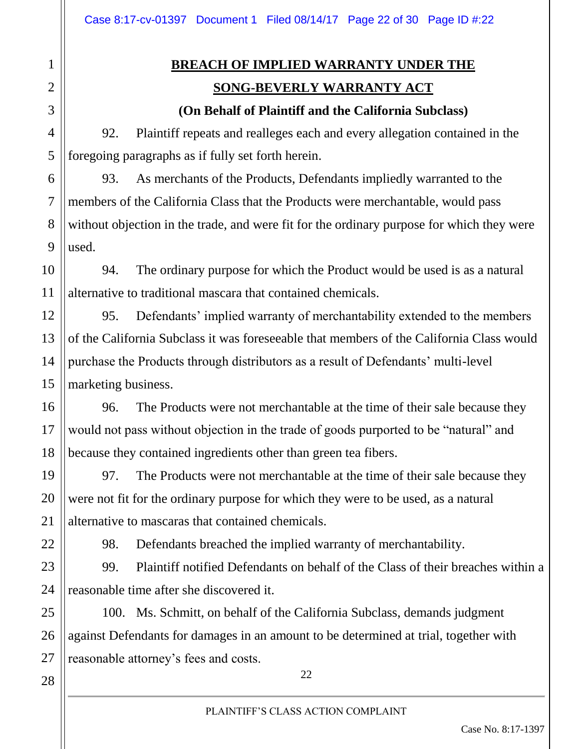**BREACH OF IMPLIED WARRANTY UNDER THE SONG-BEVERLY WARRANTY ACT**

**(On Behalf of Plaintiff and the California Subclass)**

92. Plaintiff repeats and realleges each and every allegation contained in the foregoing paragraphs as if fully set forth herein.

93. As merchants of the Products, Defendants impliedly warranted to the members of the California Class that the Products were merchantable, would pass without objection in the trade, and were fit for the ordinary purpose for which they were used.

94. The ordinary purpose for which the Product would be used is as a natural alternative to traditional mascara that contained chemicals.

95. Defendants' implied warranty of merchantability extended to the members of the California Subclass it was foreseeable that members of the California Class would purchase the Products through distributors as a result of Defendants' multi-level marketing business.

96. The Products were not merchantable at the time of their sale because they would not pass without objection in the trade of goods purported to be "natural" and because they contained ingredients other than green tea fibers.

97. The Products were not merchantable at the time of their sale because they were not fit for the ordinary purpose for which they were to be used, as a natural alternative to mascaras that contained chemicals.

98. Defendants breached the implied warranty of merchantability.

99. Plaintiff notified Defendants on behalf of the Class of their breaches within a reasonable time after she discovered it.

100. Ms. Schmitt, on behalf of the California Subclass, demands judgment against Defendants for damages in an amount to be determined at trial, together with reasonable attorney's fees and costs.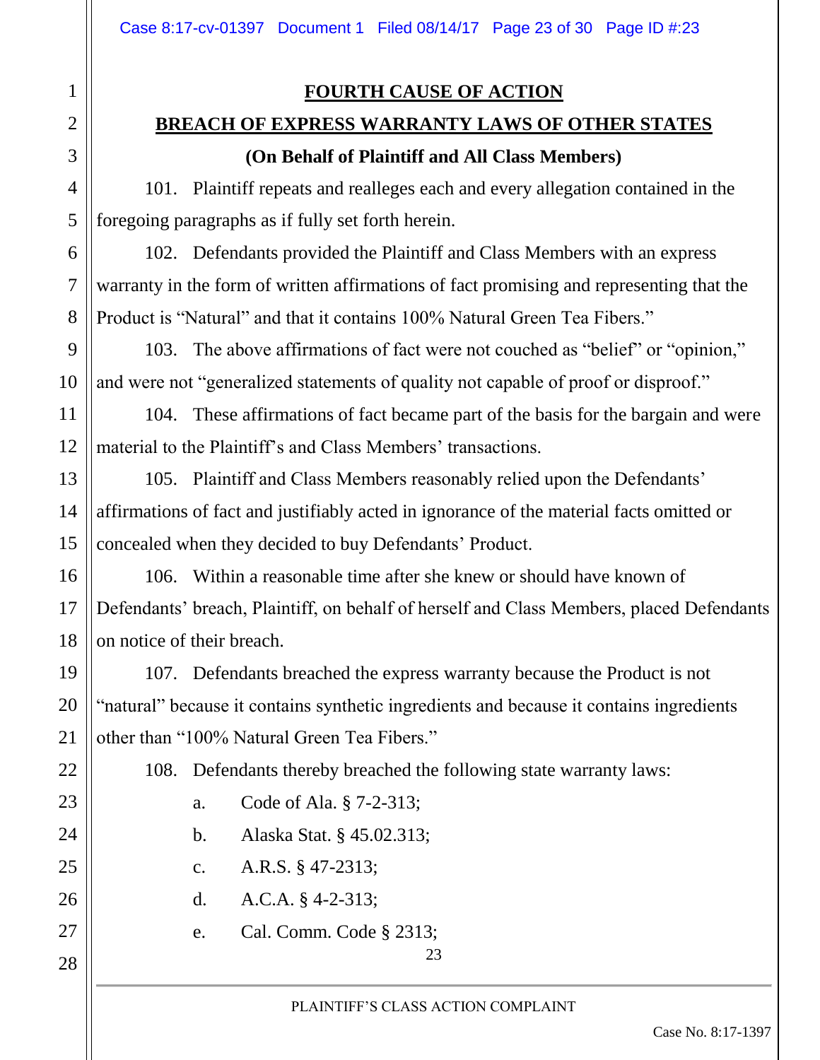**FOURTH CAUSE OF ACTION**

**BREACH OF EXPRESS WARRANTY LAWS OF OTHER STATES**

**(On Behalf of Plaintiff and All Class Members)**

101. Plaintiff repeats and realleges each and every allegation contained in the foregoing paragraphs as if fully set forth herein.

102. Defendants provided the Plaintiff and Class Members with an express warranty in the form of written affirmations of fact promising and representing that the Product is "Natural" and that it contains 100% Natural Green Tea Fibers."

103. The above affirmations of fact were not couched as "belief" or "opinion," and were not "generalized statements of quality not capable of proof or disproof."

104. These affirmations of fact became part of the basis for the bargain and were material to the Plaintiff's and Class Members' transactions.

105. Plaintiff and Class Members reasonably relied upon the Defendants' affirmations of fact and justifiably acted in ignorance of the material facts omitted or concealed when they decided to buy Defendants' Product.

106. Within a reasonable time after she knew or should have known of Defendants' breach, Plaintiff, on behalf of herself and Class Members, placed Defendants on notice of their breach.

107. Defendants breached the express warranty because the Product is not "natural" because it contains synthetic ingredients and because it contains ingredients other than "100% Natural Green Tea Fibers."

108. Defendants thereby breached the following state warranty laws:

a. Code of Ala. § 7-2-313;

b. Alaska Stat. § 45.02.313;

c. A.R.S. § 47-2313;

d. A.C.A. § 4-2-313;

e. Cal. Comm. Code § 2313;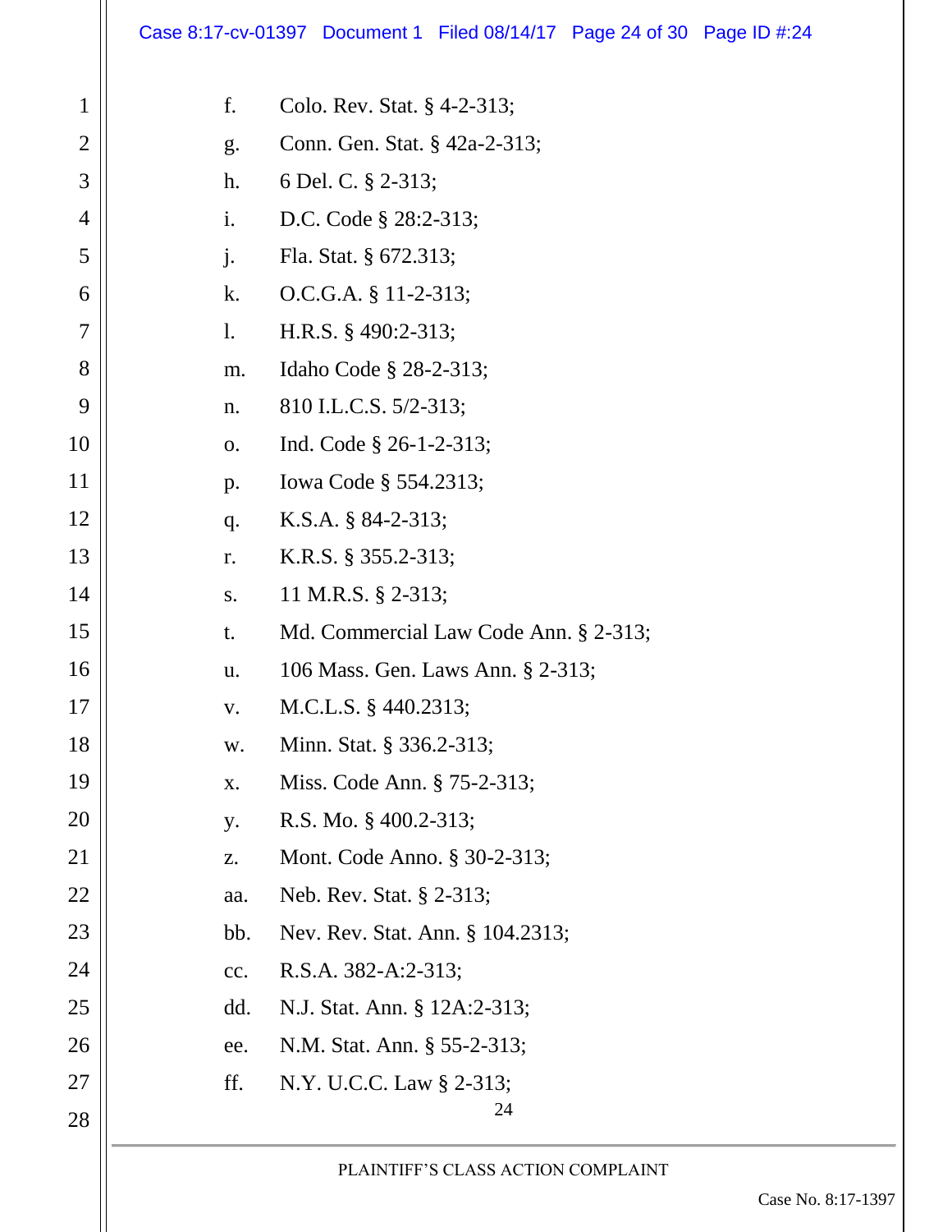f. Colo. Rev. Stat. § 4-2-313;

g. Conn. Gen. Stat. § 42a-2-313;

h. 6 Del. C. § 2-313;

i. D.C. Code § 28:2-313;

j. Fla. Stat. § 672.313;

k. O.C.G.A. § 11-2-313;

l. H.R.S. § 490:2-313;

m. Idaho Code § 28-2-313;

n. 810 I.L.C.S. 5/2-313;

o. Ind. Code § 26-1-2-313;

p. Iowa Code § 554.2313;

q. K.S.A. § 84-2-313;

r. K.R.S. § 355.2-313;

s. 11 M.R.S. § 2-313;

t. Md. Commercial Law Code Ann. § 2-313;

u. 106 Mass. Gen. Laws Ann. § 2-313;

v. M.C.L.S. § 440.2313;

w. Minn. Stat. § 336.2-313;

x. Miss. Code Ann. § 75-2-313;

y. R.S. Mo. § 400.2-313;

z. Mont. Code Anno. § 30-2-313;

aa. Neb. Rev. Stat. § 2-313;

bb. Nev. Rev. Stat. Ann. § 104.2313;

cc. R.S.A. 382-A:2-313;

dd. N.J. Stat. Ann. § 12A:2-313;

ee. N.M. Stat. Ann. § 55-2-313;

ff. N.Y. U.C.C. Law § 2-313;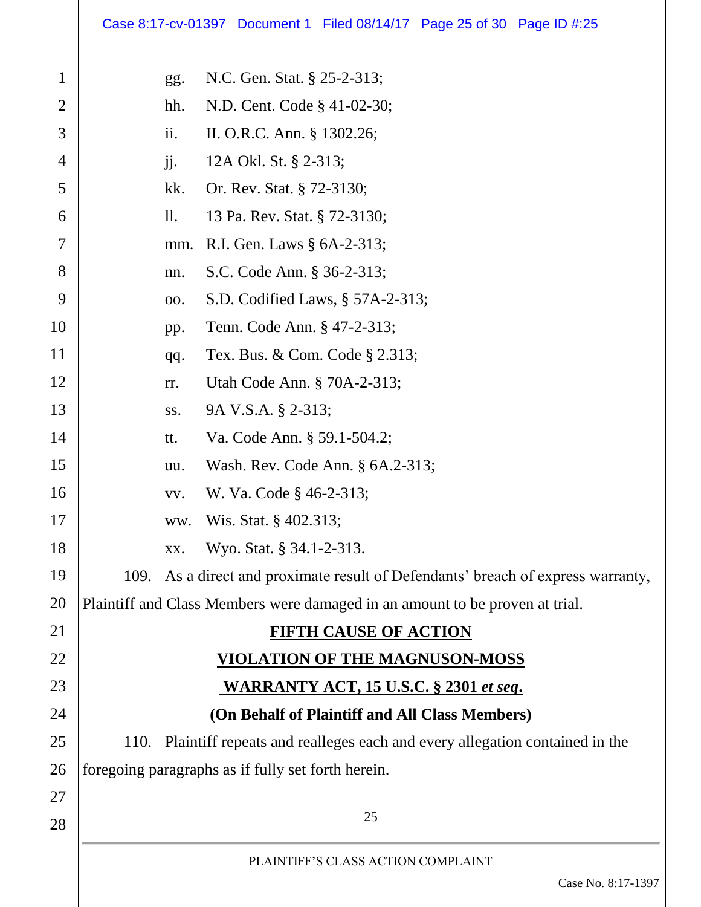gg. N.C. Gen. Stat. § 25-2-313;

hh. N.D. Cent. Code § 41-02-30;

ii. II. O.R.C. Ann. § 1302.26;

jj. 12A Okl. St. § 2-313;

kk. Or. Rev. Stat. § 72-3130;

ll. 13 Pa. Rev. Stat. § 72-3130;

mm. R.I. Gen. Laws § 6A-2-313;

nn. S.C. Code Ann. § 36-2-313;

oo. S.D. Codified Laws, § 57A-2-313;

pp. Tenn. Code Ann. § 47-2-313;

qq. Tex. Bus. & Com. Code § 2.313;

rr. Utah Code Ann. § 70A-2-313;

ss. 9A V.S.A. § 2-313;

tt. Va. Code Ann. § 59.1-504.2;

uu. Wash. Rev. Code Ann. § 6A.2-313;

vv. W. Va. Code § 46-2-313;

ww. Wis. Stat. § 402.313;

xx. Wyo. Stat. § 34.1-2-313.

109. As a direct and proximate result of Defendants' breach of express warranty, Plaintiff and Class Members were damaged in an amount to be proven at trial.

**FIFTH CAUSE OF ACTION**

**VIOLATION OF THE MAGNUSON-MOSS**

**WARRANTY ACT, 15 U.S.C. § 2301 *et seq*.**

**(On Behalf of Plaintiff and All Class Members)**

110. Plaintiff repeats and realleges each and every allegation contained in the foregoing paragraphs as if fully set forth herein.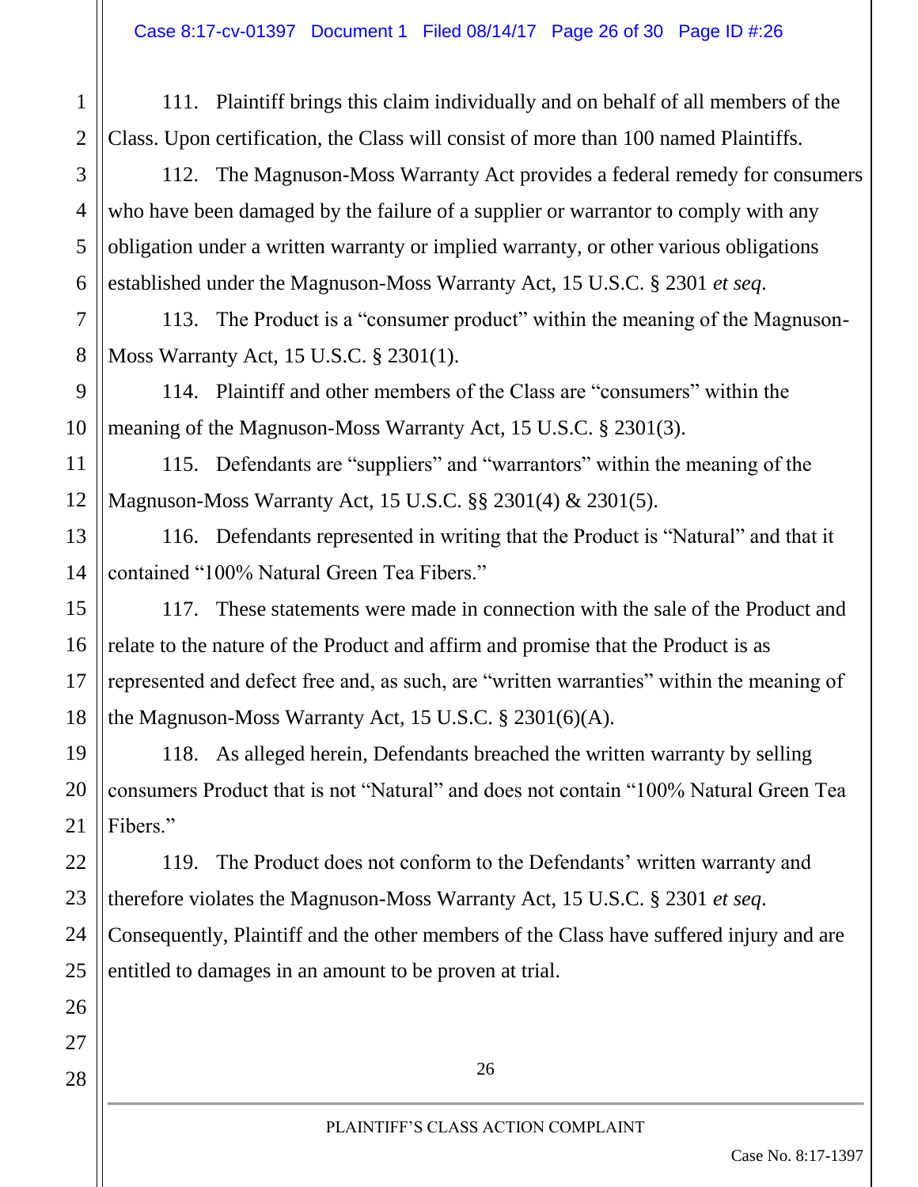111. Plaintiff brings this claim individually and on behalf of all members of the Class. Upon certification, the Class will consist of more than 100 named Plaintiffs.

112. The Magnuson-Moss Warranty Act provides a federal remedy for consumers who have been damaged by the failure of a supplier or warrantor to comply with any obligation under a written warranty or implied warranty, or other various obligations established under the Magnuson-Moss Warranty Act, 15 U.S.C. § 2301 *et seq*.

113. The Product is a "consumer product" within the meaning of the Magnuson-Moss Warranty Act, 15 U.S.C. § 2301(1).

114. Plaintiff and other members of the Class are "consumers" within the meaning of the Magnuson-Moss Warranty Act, 15 U.S.C. § 2301(3).

115. Defendants are "suppliers" and "warrantors" within the meaning of the Magnuson-Moss Warranty Act, 15 U.S.C. §§ 2301(4) & 2301(5).

116. Defendants represented in writing that the Product is "Natural" and that it contained "100% Natural Green Tea Fibers."

117. These statements were made in connection with the sale of the Product and relate to the nature of the Product and affirm and promise that the Product is as represented and defect free and, as such, are "written warranties" within the meaning of the Magnuson-Moss Warranty Act, 15 U.S.C. § 2301(6)(A).

118. As alleged herein, Defendants breached the written warranty by selling consumers Product that is not "Natural" and does not contain "100% Natural Green Tea Fibers."

119. The Product does not conform to the Defendants' written warranty and therefore violates the Magnuson-Moss Warranty Act, 15 U.S.C. § 2301 *et seq*. Consequently, Plaintiff and the other members of the Class have suffered injury and are entitled to damages in an amount to be proven at trial.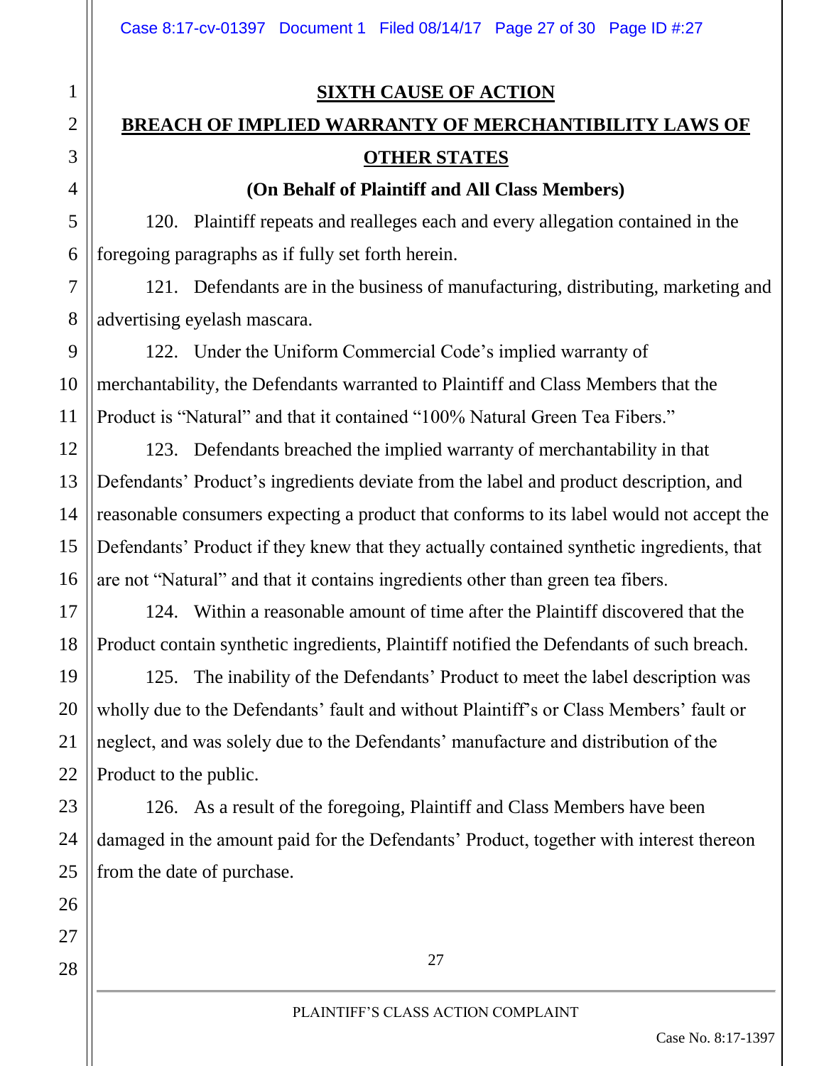**SIXTH CAUSE OF ACTION**

**BREACH OF IMPLIED WARRANTY OF MERCHANTIBILITY LAWS OF OTHER STATES**

**(On Behalf of Plaintiff and All Class Members)**

120. Plaintiff repeats and realleges each and every allegation contained in the foregoing paragraphs as if fully set forth herein.

121. Defendants are in the business of manufacturing, distributing, marketing and advertising eyelash mascara.

122. Under the Uniform Commercial Code's implied warranty of merchantability, the Defendants warranted to Plaintiff and Class Members that the Product is "Natural" and that it contained "100% Natural Green Tea Fibers."

123. Defendants breached the implied warranty of merchantability in that Defendants' Product's ingredients deviate from the label and product description, and reasonable consumers expecting a product that conforms to its label would not accept the Defendants' Product if they knew that they actually contained synthetic ingredients, that are not "Natural" and that it contains ingredients other than green tea fibers.

124. Within a reasonable amount of time after the Plaintiff discovered that the Product contain synthetic ingredients, Plaintiff notified the Defendants of such breach.

125. The inability of the Defendants' Product to meet the label description was wholly due to the Defendants' fault and without Plaintiff's or Class Members' fault or neglect, and was solely due to the Defendants' manufacture and distribution of the Product to the public.

126. As a result of the foregoing, Plaintiff and Class Members have been damaged in the amount paid for the Defendants' Product, together with interest thereon from the date of purchase.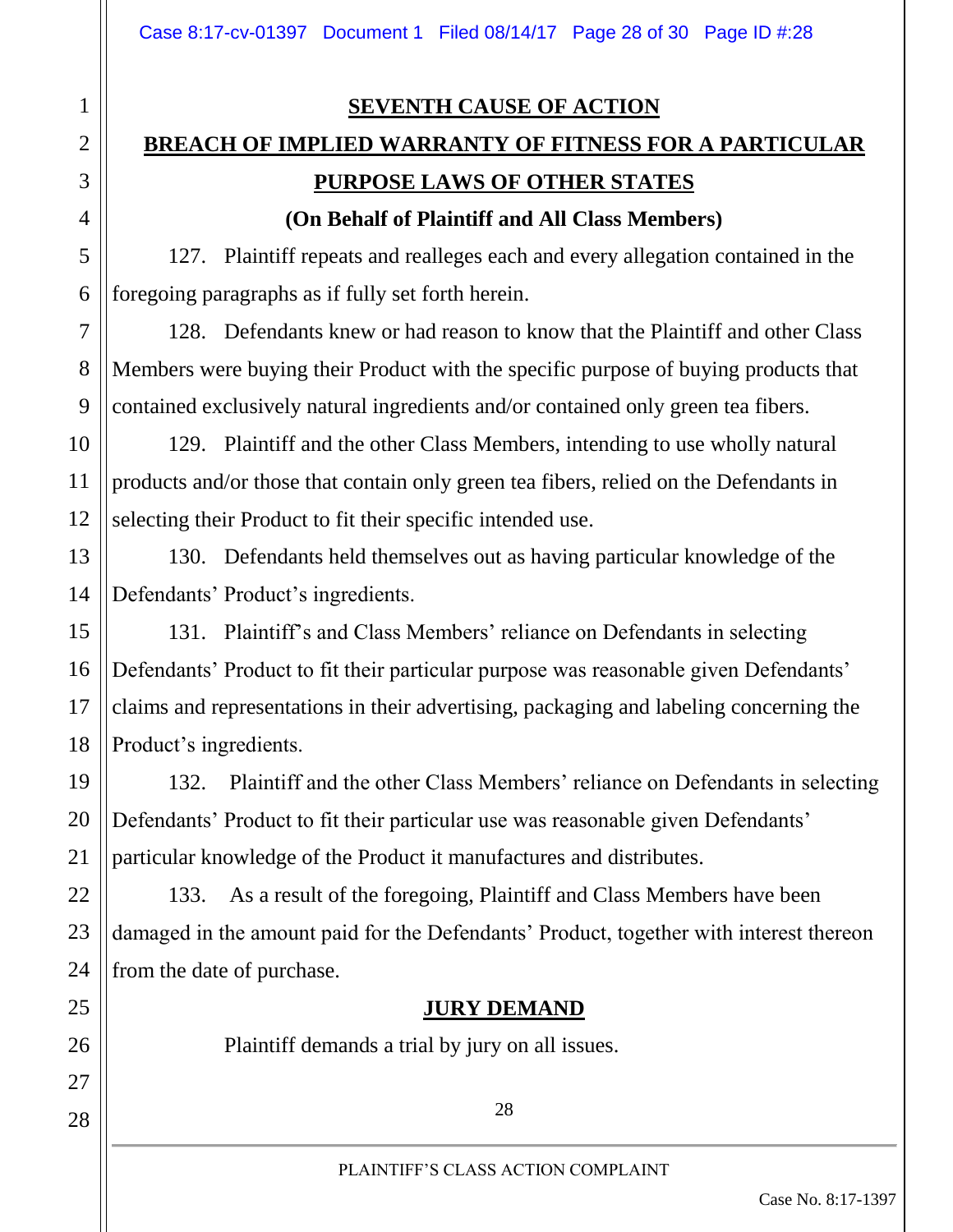## SEVENTH CAUSE OF ACTION

## BREACH OF IMPLIED WARRANTY OF FITNESS FOR A PARTICULAR PURPOSE LAWS OF OTHER STATES

**(On Behalf of Plaintiff and All Class Members)**

127. Plaintiff repeats and realleges each and every allegation contained in the foregoing paragraphs as if fully set forth herein.

128. Defendants knew or had reason to know that the Plaintiff and other Class Members were buying their Product with the specific purpose of buying products that contained exclusively natural ingredients and/or contained only green tea fibers.

129. Plaintiff and the other Class Members, intending to use wholly natural products and/or those that contain only green tea fibers, relied on the Defendants in selecting their Product to fit their specific intended use.

130. Defendants held themselves out as having particular knowledge of the Defendants' Product's ingredients.

131. Plaintiff's and Class Members' reliance on Defendants in selecting Defendants' Product to fit their particular purpose was reasonable given Defendants' claims and representations in their advertising, packaging and labeling concerning the Product's ingredients.

132. Plaintiff and the other Class Members' reliance on Defendants in selecting Defendants' Product to fit their particular use was reasonable given Defendants' particular knowledge of the Product it manufactures and distributes.

133. As a result of the foregoing, Plaintiff and Class Members have been damaged in the amount paid for the Defendants' Product, together with interest thereon from the date of purchase.

## JURY DEMAND

Plaintiff demands a trial by jury on all issues.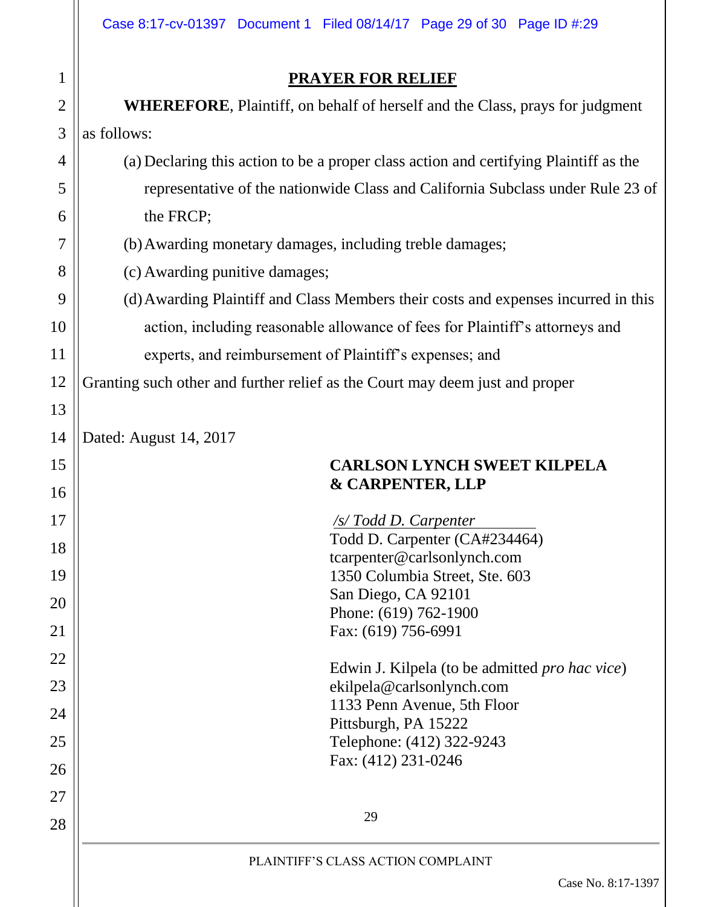## PRAYER FOR RELIEF

**WHEREFORE**, Plaintiff, on behalf of herself and the Class, prays for judgment as follows:

(a) Declaring this action to be a proper class action and certifying Plaintiff as the representative of the nationwide Class and California Subclass under Rule 23 of the FRCP;

(b) Awarding monetary damages, including treble damages;

(c) Awarding punitive damages;

(d) Awarding Plaintiff and Class Members their costs and expenses incurred in this action, including reasonable allowance of fees for Plaintiff's attorneys and experts, and reimbursement of Plaintiff's expenses; and

Granting such other and further relief as the Court may deem just and proper

Dated: August 14, 2017

**CARLSON LYNCH SWEET KILPELA & CARPENTER, LLP**

*/s/ Todd D. Carpenter*
Todd D. Carpenter (CA#234464)
tcarpenter@carlsonlynch.com
1350 Columbia Street, Ste. 603
San Diego, CA 92101
Phone: (619) 762-1900
Fax: (619) 756-6991

Edwin J. Kilpela (to be admitted *pro hac vice*)
ekilpela@carlsonlynch.com
1133 Penn Avenue, 5th Floor
Pittsburgh, PA 15222
Telephone: (412) 322-9243
Fax: (412) 231-0246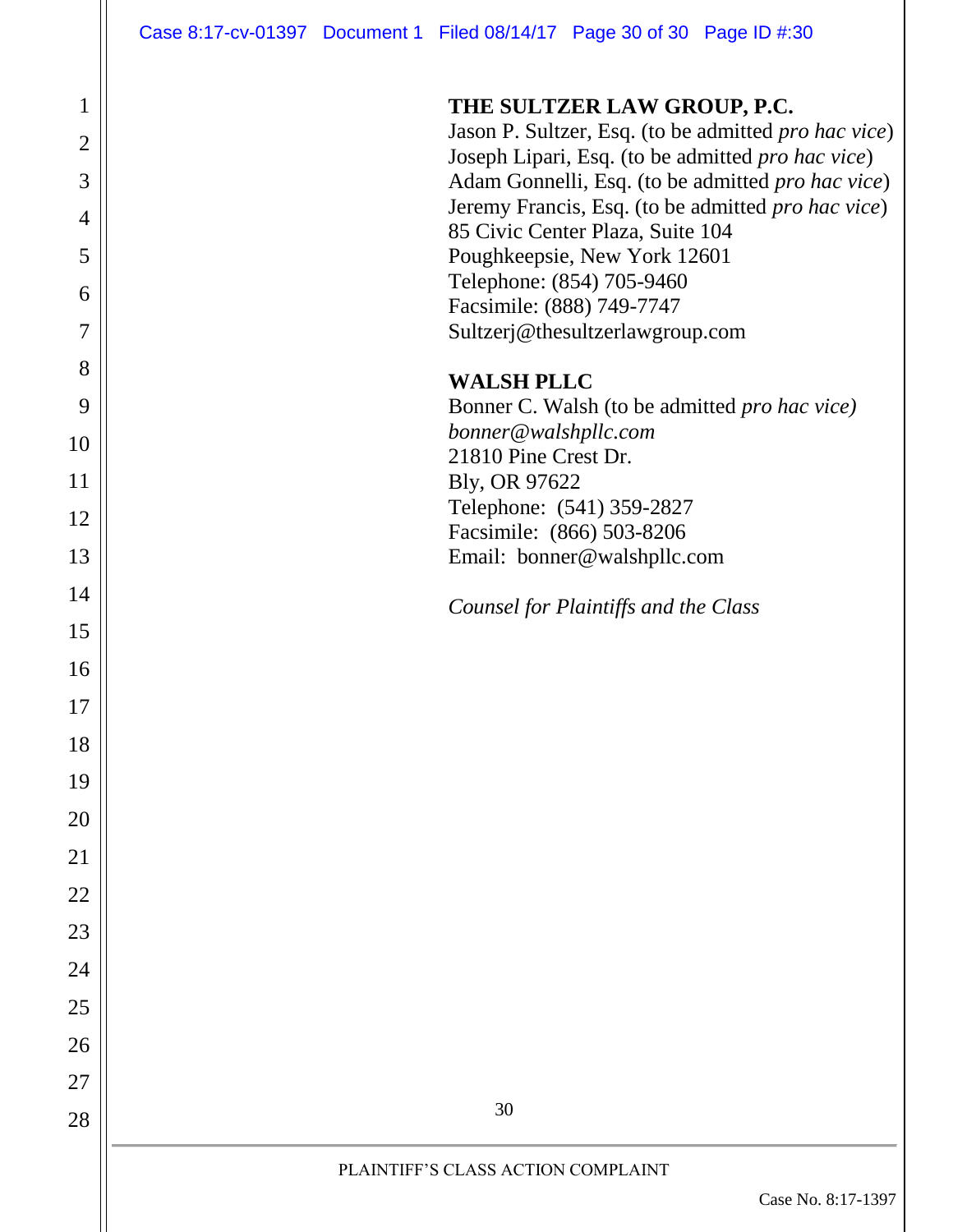**THE SULTZER LAW GROUP, P.C.**
Jason P. Sultzer, Esq. (to be admitted *pro hac vice*)
Joseph Lipari, Esq. (to be admitted *pro hac vice*)
Adam Gonnelli, Esq. (to be admitted *pro hac vice*)
Jeremy Francis, Esq. (to be admitted *pro hac vice*)
85 Civic Center Plaza, Suite 104
Poughkeepsie, New York 12601
Telephone: (854) 705-9460
Facsimile: (888) 749-7747
Sultzerj@thesultzerlawgroup.com

**WALSH PLLC**
Bonner C. Walsh (to be admitted *pro hac vice)*
*bonner@walshpllc.com*
21810 Pine Crest Dr.
Bly, OR 97622
Telephone: (541) 359-2827
Facsimile: (866) 503-8206
Email: bonner@walshpllc.com

*Counsel for Plaintiffs and the Class*